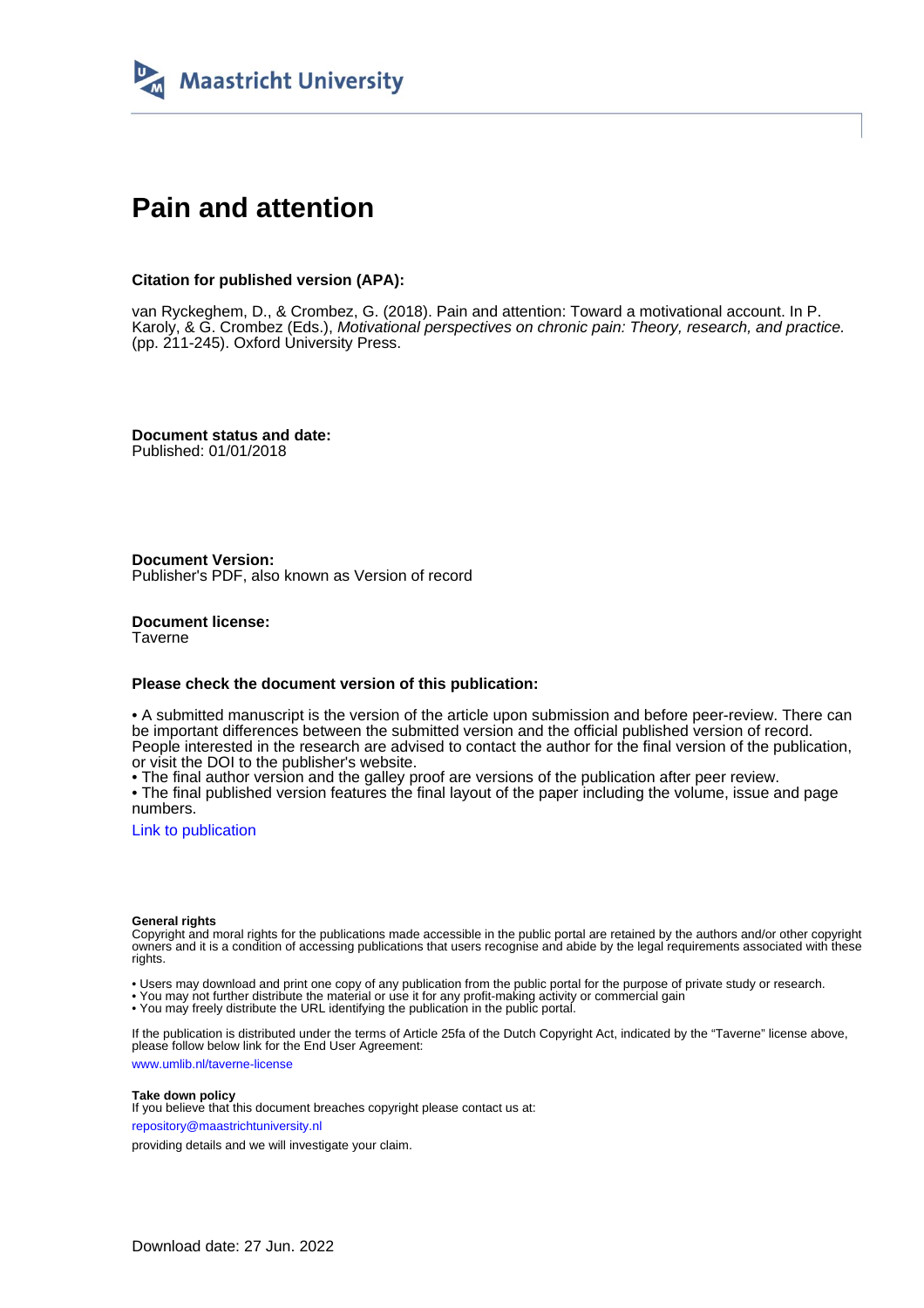Maastricht University

# Pain and attention

**Citation for published version (APA):**

van Ryckeghem, D., & Crombez, G. (2018). Pain and attention: Toward a motivational account. In P. Karoly, & G. Crombez (Eds.), *Motivational perspectives on chronic pain: Theory, research, and practice.* (pp. 211-245). Oxford University Press.

**Document status and date:**
Published: 01/01/2018

**Document Version:**
Publisher's PDF, also known as Version of record

**Document license:**
Taverne

**Please check the document version of this publication:**

• A submitted manuscript is the version of the article upon submission and before peer-review. There can be important differences between the submitted version and the official published version of record. People interested in the research are advised to contact the author for the final version of the publication, or visit the DOI to the publisher's website.
• The final author version and the galley proof are versions of the publication after peer review.
• The final published version features the final layout of the paper including the volume, issue and page numbers.

Link to publication

**General rights**
Copyright and moral rights for the publications made accessible in the public portal are retained by the authors and/or other copyright owners and it is a condition of accessing publications that users recognise and abide by the legal requirements associated with these rights.

• Users may download and print one copy of any publication from the public portal for the purpose of private study or research.
• You may not further distribute the material or use it for any profit-making activity or commercial gain
• You may freely distribute the URL identifying the publication in the public portal.

If the publication is distributed under the terms of Article 25fa of the Dutch Copyright Act, indicated by the "Taverne" license above, please follow below link for the End User Agreement:

www.umlib.nl/taverne-license

**Take down policy**
If you believe that this document breaches copyright please contact us at:

repository@maastrichtuniversity.nl

providing details and we will investigate your claim.

Download date: 27 Jun. 2022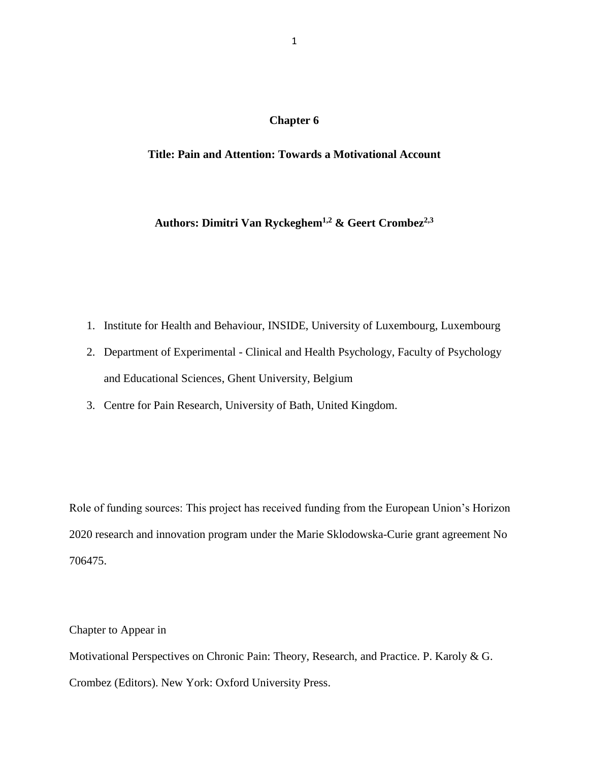**Chapter 6**

**Title: Pain and Attention: Towards a Motivational Account**

**Authors: Dimitri Van Ryckeghem[1,2] & Geert Crombez[2,3]**

1. Institute for Health and Behaviour, INSIDE, University of Luxembourg, Luxembourg
2. Department of Experimental - Clinical and Health Psychology, Faculty of Psychology and Educational Sciences, Ghent University, Belgium
3. Centre for Pain Research, University of Bath, United Kingdom.

Role of funding sources: This project has received funding from the European Union's Horizon 2020 research and innovation program under the Marie Sklodowska-Curie grant agreement No 706475.

Chapter to Appear in

Motivational Perspectives on Chronic Pain: Theory, Research, and Practice. P. Karoly & G. Crombez (Editors). New York: Oxford University Press.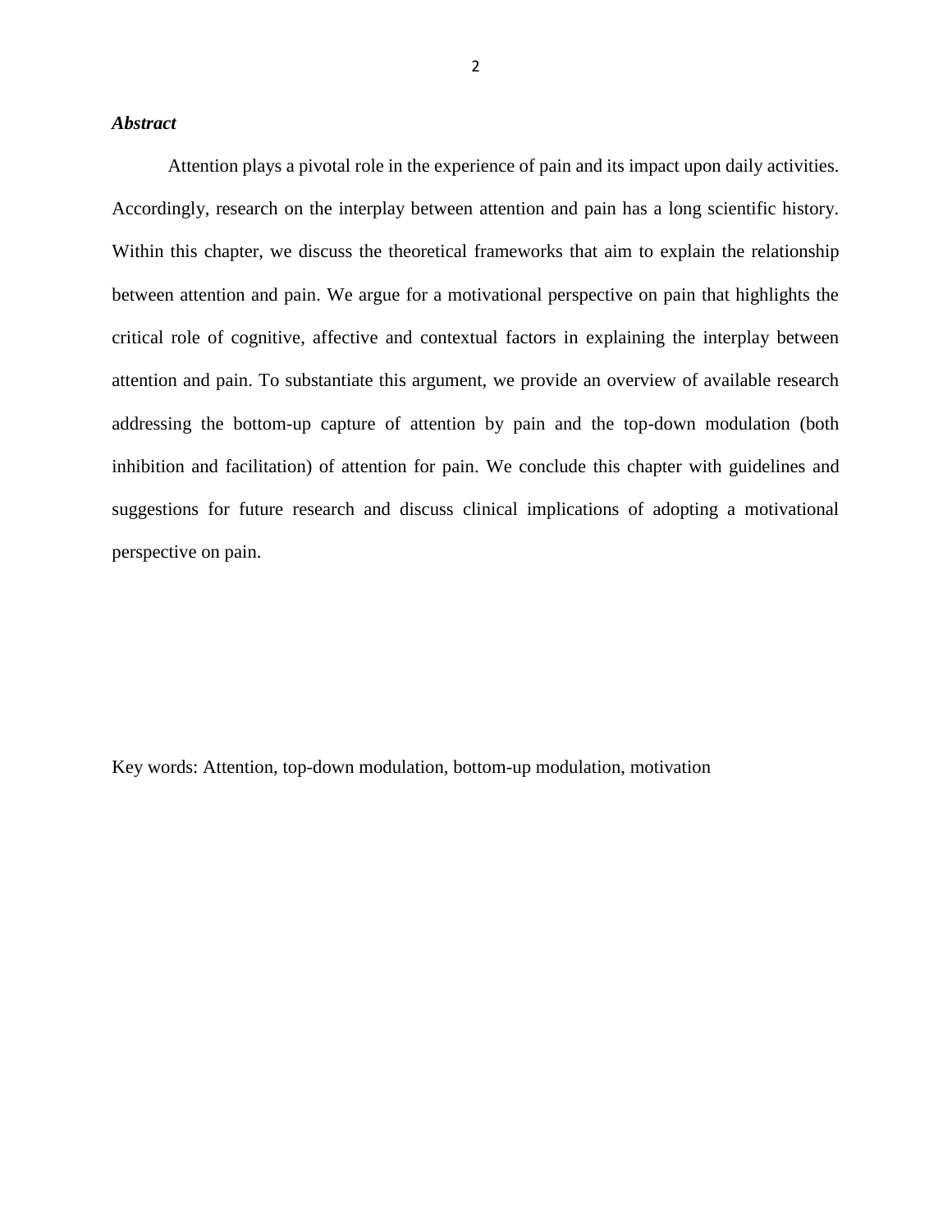***Abstract***

Attention plays a pivotal role in the experience of pain and its impact upon daily activities. Accordingly, research on the interplay between attention and pain has a long scientific history. Within this chapter, we discuss the theoretical frameworks that aim to explain the relationship between attention and pain. We argue for a motivational perspective on pain that highlights the critical role of cognitive, affective and contextual factors in explaining the interplay between attention and pain. To substantiate this argument, we provide an overview of available research addressing the bottom-up capture of attention by pain and the top-down modulation (both inhibition and facilitation) of attention for pain. We conclude this chapter with guidelines and suggestions for future research and discuss clinical implications of adopting a motivational perspective on pain.

Key words: Attention, top-down modulation, bottom-up modulation, motivation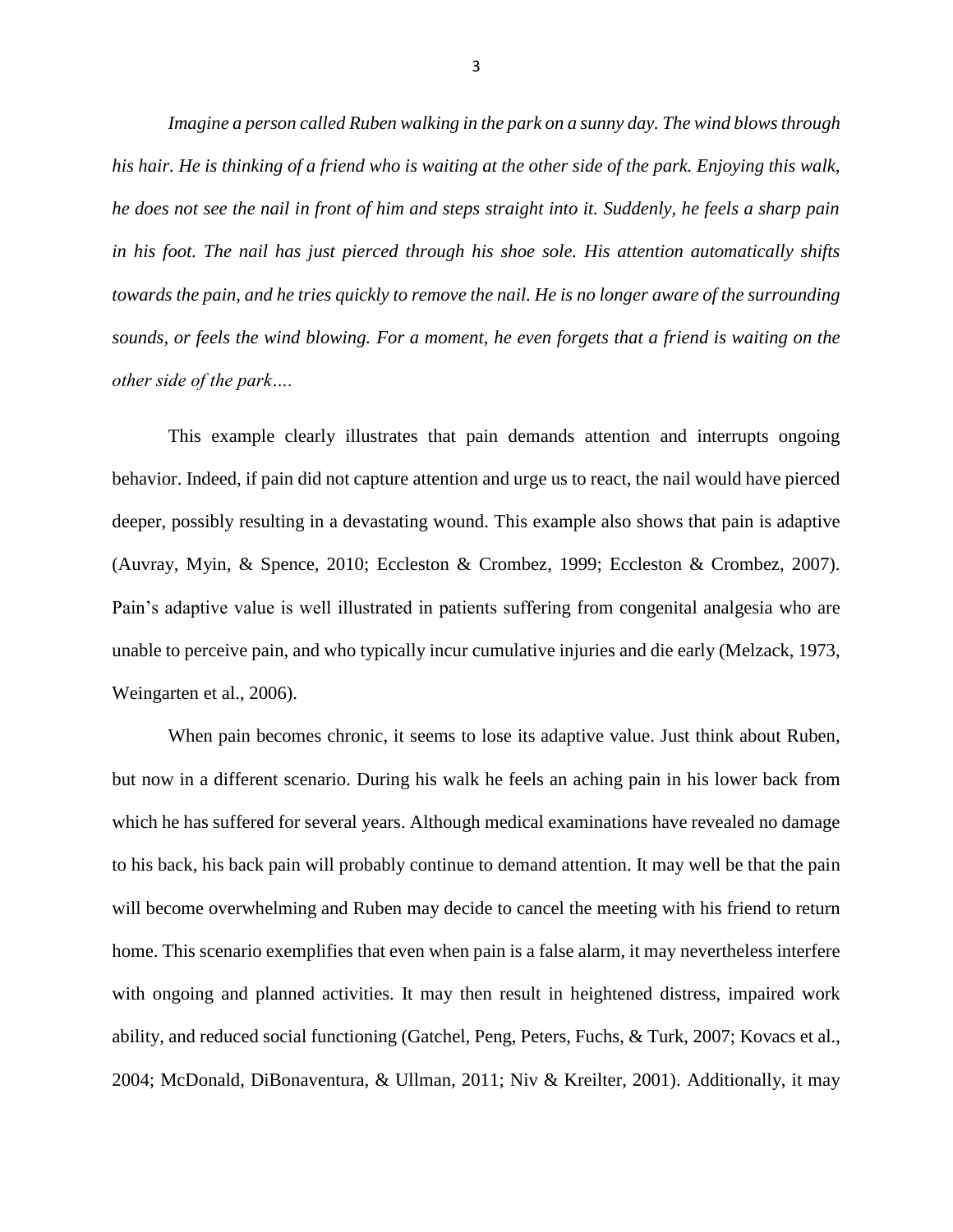*Imagine a person called Ruben walking in the park on a sunny day. The wind blows through his hair. He is thinking of a friend who is waiting at the other side of the park. Enjoying this walk, he does not see the nail in front of him and steps straight into it. Suddenly, he feels a sharp pain in his foot. The nail has just pierced through his shoe sole. His attention automatically shifts towards the pain, and he tries quickly to remove the nail. He is no longer aware of the surrounding sounds, or feels the wind blowing. For a moment, he even forgets that a friend is waiting on the other side of the park….*

This example clearly illustrates that pain demands attention and interrupts ongoing behavior. Indeed, if pain did not capture attention and urge us to react, the nail would have pierced deeper, possibly resulting in a devastating wound. This example also shows that pain is adaptive (Auvray, Myin, & Spence, 2010; Eccleston & Crombez, 1999; Eccleston & Crombez, 2007). Pain's adaptive value is well illustrated in patients suffering from congenital analgesia who are unable to perceive pain, and who typically incur cumulative injuries and die early (Melzack, 1973, Weingarten et al., 2006).

When pain becomes chronic, it seems to lose its adaptive value. Just think about Ruben, but now in a different scenario. During his walk he feels an aching pain in his lower back from which he has suffered for several years. Although medical examinations have revealed no damage to his back, his back pain will probably continue to demand attention. It may well be that the pain will become overwhelming and Ruben may decide to cancel the meeting with his friend to return home. This scenario exemplifies that even when pain is a false alarm, it may nevertheless interfere with ongoing and planned activities. It may then result in heightened distress, impaired work ability, and reduced social functioning (Gatchel, Peng, Peters, Fuchs, & Turk, 2007; Kovacs et al., 2004; McDonald, DiBonaventura, & Ullman, 2011; Niv & Kreilter, 2001). Additionally, it may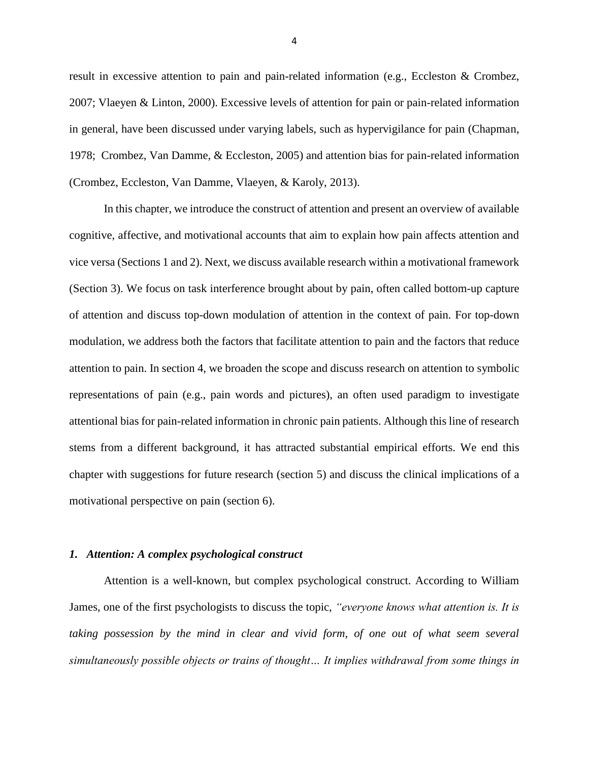result in excessive attention to pain and pain-related information (e.g., Eccleston & Crombez, 2007; Vlaeyen & Linton, 2000). Excessive levels of attention for pain or pain-related information in general, have been discussed under varying labels, such as hypervigilance for pain (Chapman, 1978; Crombez, Van Damme, & Eccleston, 2005) and attention bias for pain-related information (Crombez, Eccleston, Van Damme, Vlaeyen, & Karoly, 2013).

In this chapter, we introduce the construct of attention and present an overview of available cognitive, affective, and motivational accounts that aim to explain how pain affects attention and vice versa (Sections 1 and 2). Next, we discuss available research within a motivational framework (Section 3). We focus on task interference brought about by pain, often called bottom-up capture of attention and discuss top-down modulation of attention in the context of pain. For top-down modulation, we address both the factors that facilitate attention to pain and the factors that reduce attention to pain. In section 4, we broaden the scope and discuss research on attention to symbolic representations of pain (e.g., pain words and pictures), an often used paradigm to investigate attentional bias for pain-related information in chronic pain patients. Although this line of research stems from a different background, it has attracted substantial empirical efforts. We end this chapter with suggestions for future research (section 5) and discuss the clinical implications of a motivational perspective on pain (section 6).

## *1. Attention: A complex psychological construct*

Attention is a well-known, but complex psychological construct. According to William James, one of the first psychologists to discuss the topic, *"everyone knows what attention is. It is taking possession by the mind in clear and vivid form, of one out of what seem several simultaneously possible objects or trains of thought… It implies withdrawal from some things in*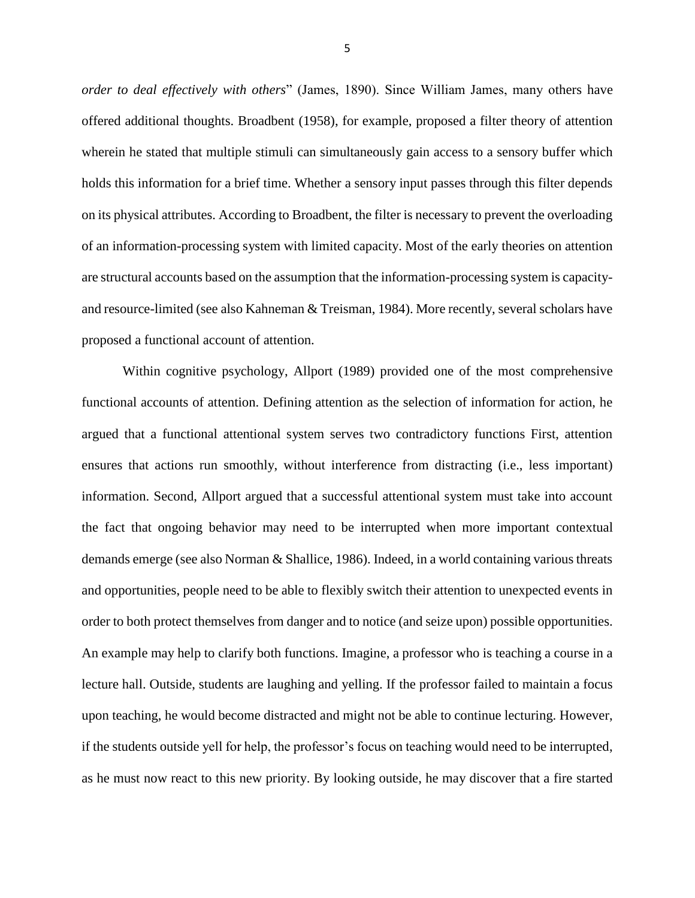*order to deal effectively with others*" (James, 1890). Since William James, many others have offered additional thoughts. Broadbent (1958), for example, proposed a filter theory of attention wherein he stated that multiple stimuli can simultaneously gain access to a sensory buffer which holds this information for a brief time. Whether a sensory input passes through this filter depends on its physical attributes. According to Broadbent, the filter is necessary to prevent the overloading of an information-processing system with limited capacity. Most of the early theories on attention are structural accounts based on the assumption that the information-processing system is capacity- and resource-limited (see also Kahneman & Treisman, 1984). More recently, several scholars have proposed a functional account of attention.

Within cognitive psychology, Allport (1989) provided one of the most comprehensive functional accounts of attention. Defining attention as the selection of information for action, he argued that a functional attentional system serves two contradictory functions First, attention ensures that actions run smoothly, without interference from distracting (i.e., less important) information. Second, Allport argued that a successful attentional system must take into account the fact that ongoing behavior may need to be interrupted when more important contextual demands emerge (see also Norman & Shallice, 1986). Indeed, in a world containing various threats and opportunities, people need to be able to flexibly switch their attention to unexpected events in order to both protect themselves from danger and to notice (and seize upon) possible opportunities. An example may help to clarify both functions. Imagine, a professor who is teaching a course in a lecture hall. Outside, students are laughing and yelling. If the professor failed to maintain a focus upon teaching, he would become distracted and might not be able to continue lecturing. However, if the students outside yell for help, the professor's focus on teaching would need to be interrupted, as he must now react to this new priority. By looking outside, he may discover that a fire started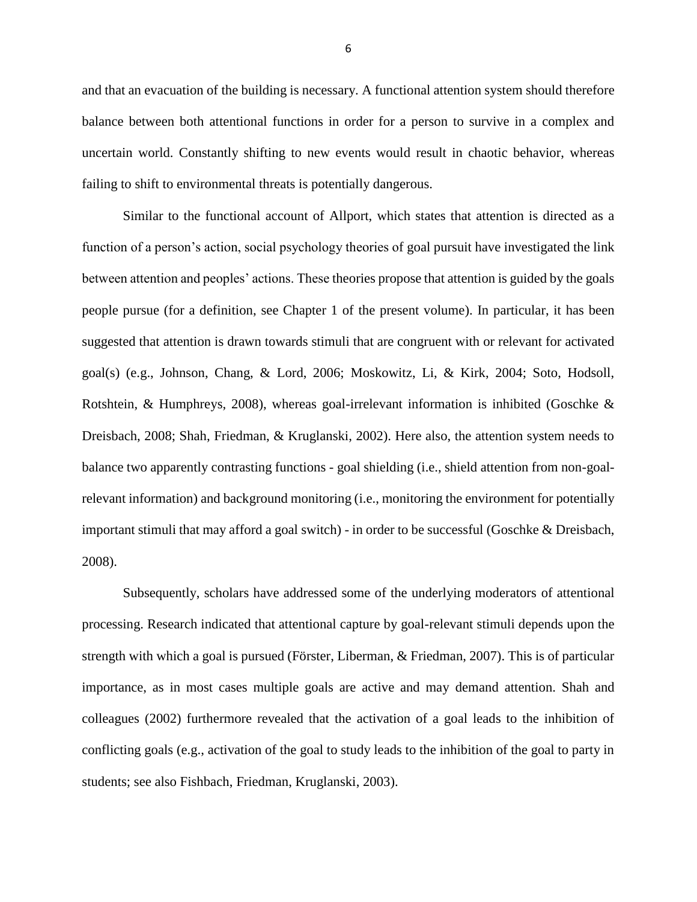and that an evacuation of the building is necessary. A functional attention system should therefore balance between both attentional functions in order for a person to survive in a complex and uncertain world. Constantly shifting to new events would result in chaotic behavior, whereas failing to shift to environmental threats is potentially dangerous.

Similar to the functional account of Allport, which states that attention is directed as a function of a person's action, social psychology theories of goal pursuit have investigated the link between attention and peoples' actions. These theories propose that attention is guided by the goals people pursue (for a definition, see Chapter 1 of the present volume). In particular, it has been suggested that attention is drawn towards stimuli that are congruent with or relevant for activated goal(s) (e.g., Johnson, Chang, & Lord, 2006; Moskowitz, Li, & Kirk, 2004; Soto, Hodsoll, Rotshtein, & Humphreys, 2008), whereas goal-irrelevant information is inhibited (Goschke & Dreisbach, 2008; Shah, Friedman, & Kruglanski, 2002). Here also, the attention system needs to balance two apparently contrasting functions - goal shielding (i.e., shield attention from non-goal-relevant information) and background monitoring (i.e., monitoring the environment for potentially important stimuli that may afford a goal switch) - in order to be successful (Goschke & Dreisbach, 2008).

Subsequently, scholars have addressed some of the underlying moderators of attentional processing. Research indicated that attentional capture by goal-relevant stimuli depends upon the strength with which a goal is pursued (Förster, Liberman, & Friedman, 2007). This is of particular importance, as in most cases multiple goals are active and may demand attention. Shah and colleagues (2002) furthermore revealed that the activation of a goal leads to the inhibition of conflicting goals (e.g., activation of the goal to study leads to the inhibition of the goal to party in students; see also Fishbach, Friedman, Kruglanski, 2003).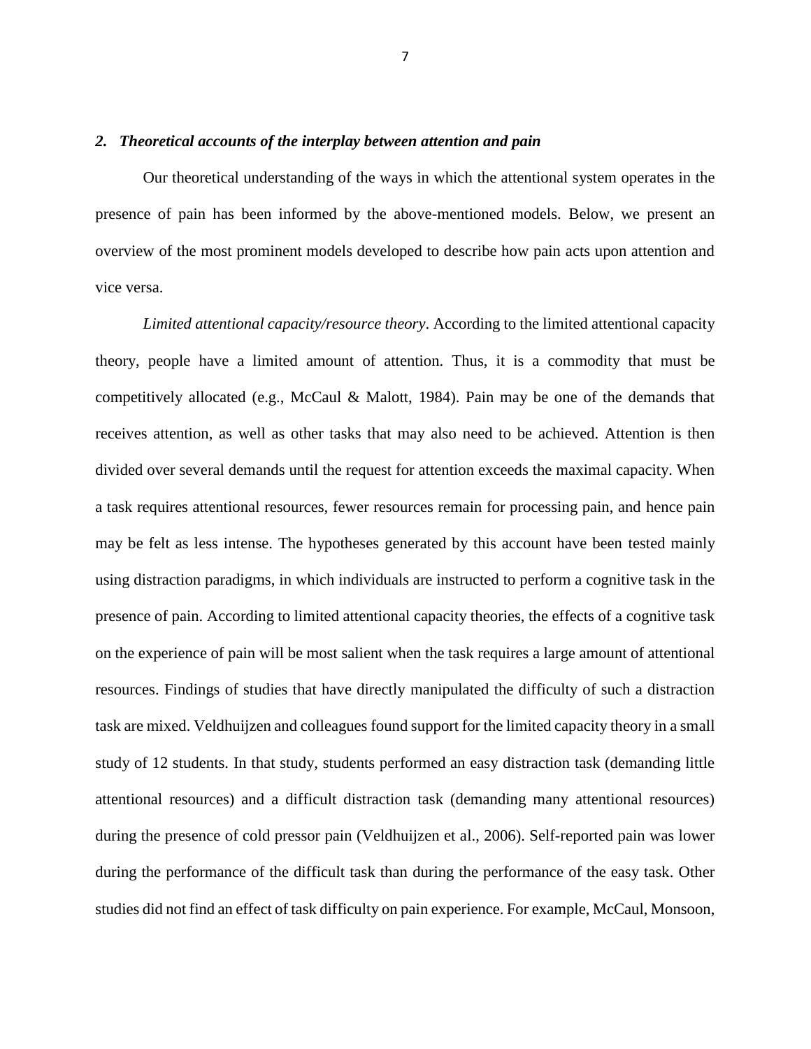## *2. Theoretical accounts of the interplay between attention and pain*

Our theoretical understanding of the ways in which the attentional system operates in the presence of pain has been informed by the above-mentioned models. Below, we present an overview of the most prominent models developed to describe how pain acts upon attention and vice versa.

*Limited attentional capacity/resource theory*. According to the limited attentional capacity theory, people have a limited amount of attention. Thus, it is a commodity that must be competitively allocated (e.g., McCaul & Malott, 1984). Pain may be one of the demands that receives attention, as well as other tasks that may also need to be achieved. Attention is then divided over several demands until the request for attention exceeds the maximal capacity. When a task requires attentional resources, fewer resources remain for processing pain, and hence pain may be felt as less intense. The hypotheses generated by this account have been tested mainly using distraction paradigms, in which individuals are instructed to perform a cognitive task in the presence of pain. According to limited attentional capacity theories, the effects of a cognitive task on the experience of pain will be most salient when the task requires a large amount of attentional resources. Findings of studies that have directly manipulated the difficulty of such a distraction task are mixed. Veldhuijzen and colleagues found support for the limited capacity theory in a small study of 12 students. In that study, students performed an easy distraction task (demanding little attentional resources) and a difficult distraction task (demanding many attentional resources) during the presence of cold pressor pain (Veldhuijzen et al., 2006). Self-reported pain was lower during the performance of the difficult task than during the performance of the easy task. Other studies did not find an effect of task difficulty on pain experience. For example, McCaul, Monsoon,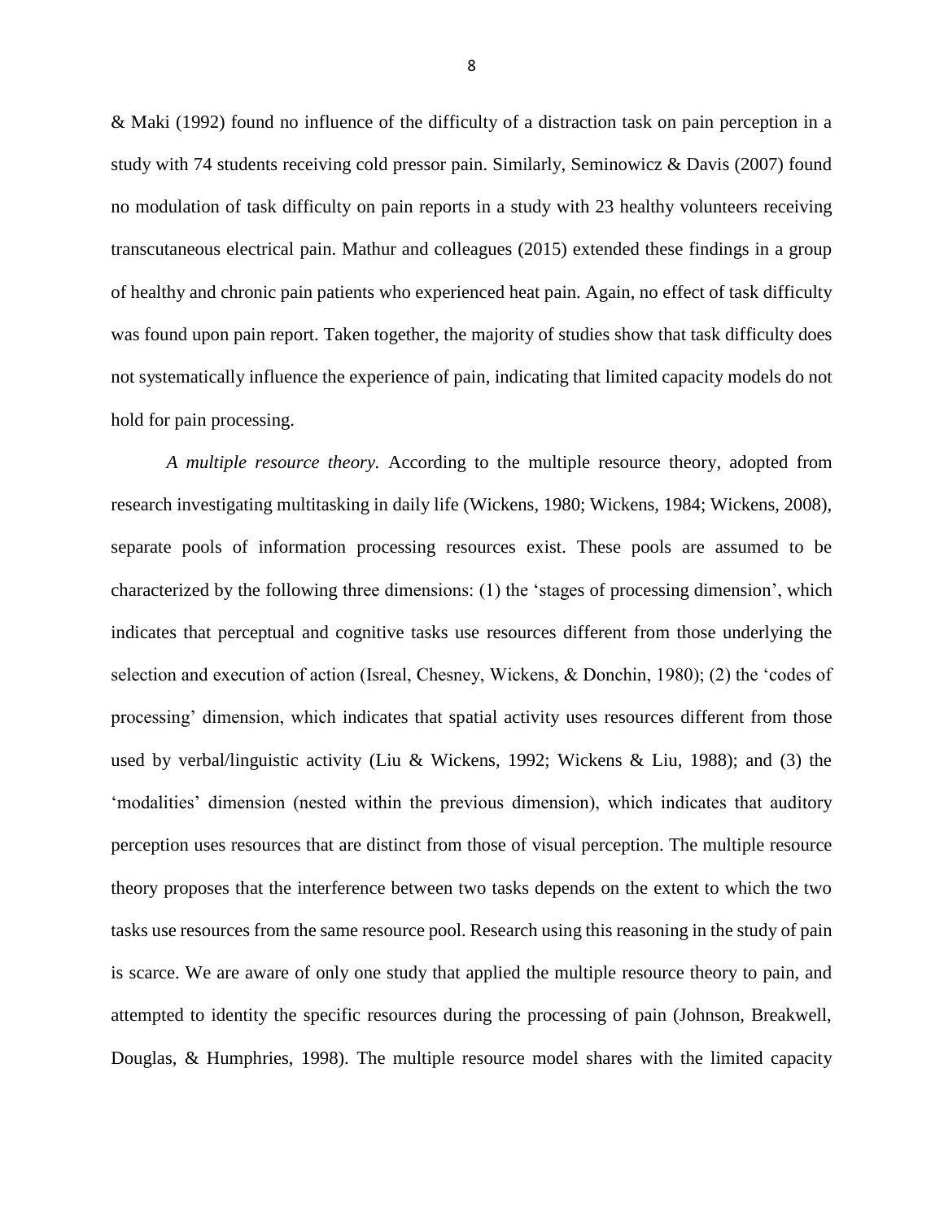& Maki (1992) found no influence of the difficulty of a distraction task on pain perception in a study with 74 students receiving cold pressor pain. Similarly, Seminowicz & Davis (2007) found no modulation of task difficulty on pain reports in a study with 23 healthy volunteers receiving transcutaneous electrical pain. Mathur and colleagues (2015) extended these findings in a group of healthy and chronic pain patients who experienced heat pain. Again, no effect of task difficulty was found upon pain report. Taken together, the majority of studies show that task difficulty does not systematically influence the experience of pain, indicating that limited capacity models do not hold for pain processing.

*A multiple resource theory.* According to the multiple resource theory, adopted from research investigating multitasking in daily life (Wickens, 1980; Wickens, 1984; Wickens, 2008), separate pools of information processing resources exist. These pools are assumed to be characterized by the following three dimensions: (1) the 'stages of processing dimension', which indicates that perceptual and cognitive tasks use resources different from those underlying the selection and execution of action (Isreal, Chesney, Wickens, & Donchin, 1980); (2) the 'codes of processing' dimension, which indicates that spatial activity uses resources different from those used by verbal/linguistic activity (Liu & Wickens, 1992; Wickens & Liu, 1988); and (3) the 'modalities' dimension (nested within the previous dimension), which indicates that auditory perception uses resources that are distinct from those of visual perception. The multiple resource theory proposes that the interference between two tasks depends on the extent to which the two tasks use resources from the same resource pool. Research using this reasoning in the study of pain is scarce. We are aware of only one study that applied the multiple resource theory to pain, and attempted to identity the specific resources during the processing of pain (Johnson, Breakwell, Douglas, & Humphries, 1998). The multiple resource model shares with the limited capacity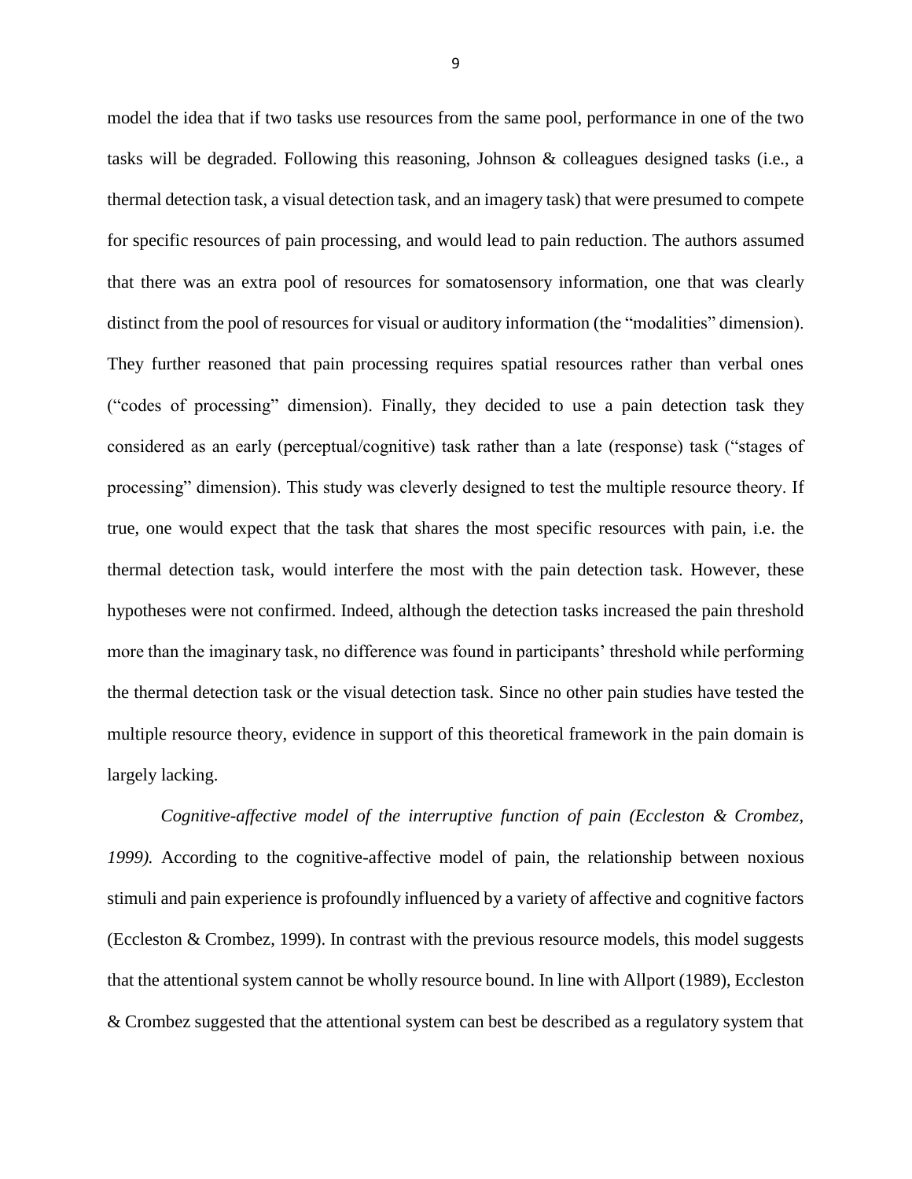model the idea that if two tasks use resources from the same pool, performance in one of the two tasks will be degraded. Following this reasoning, Johnson & colleagues designed tasks (i.e., a thermal detection task, a visual detection task, and an imagery task) that were presumed to compete for specific resources of pain processing, and would lead to pain reduction. The authors assumed that there was an extra pool of resources for somatosensory information, one that was clearly distinct from the pool of resources for visual or auditory information (the "modalities" dimension). They further reasoned that pain processing requires spatial resources rather than verbal ones ("codes of processing" dimension). Finally, they decided to use a pain detection task they considered as an early (perceptual/cognitive) task rather than a late (response) task ("stages of processing" dimension). This study was cleverly designed to test the multiple resource theory. If true, one would expect that the task that shares the most specific resources with pain, i.e. the thermal detection task, would interfere the most with the pain detection task. However, these hypotheses were not confirmed. Indeed, although the detection tasks increased the pain threshold more than the imaginary task, no difference was found in participants' threshold while performing the thermal detection task or the visual detection task. Since no other pain studies have tested the multiple resource theory, evidence in support of this theoretical framework in the pain domain is largely lacking.

*Cognitive-affective model of the interruptive function of pain (Eccleston & Crombez, 1999).* According to the cognitive-affective model of pain, the relationship between noxious stimuli and pain experience is profoundly influenced by a variety of affective and cognitive factors (Eccleston & Crombez, 1999). In contrast with the previous resource models, this model suggests that the attentional system cannot be wholly resource bound. In line with Allport (1989), Eccleston & Crombez suggested that the attentional system can best be described as a regulatory system that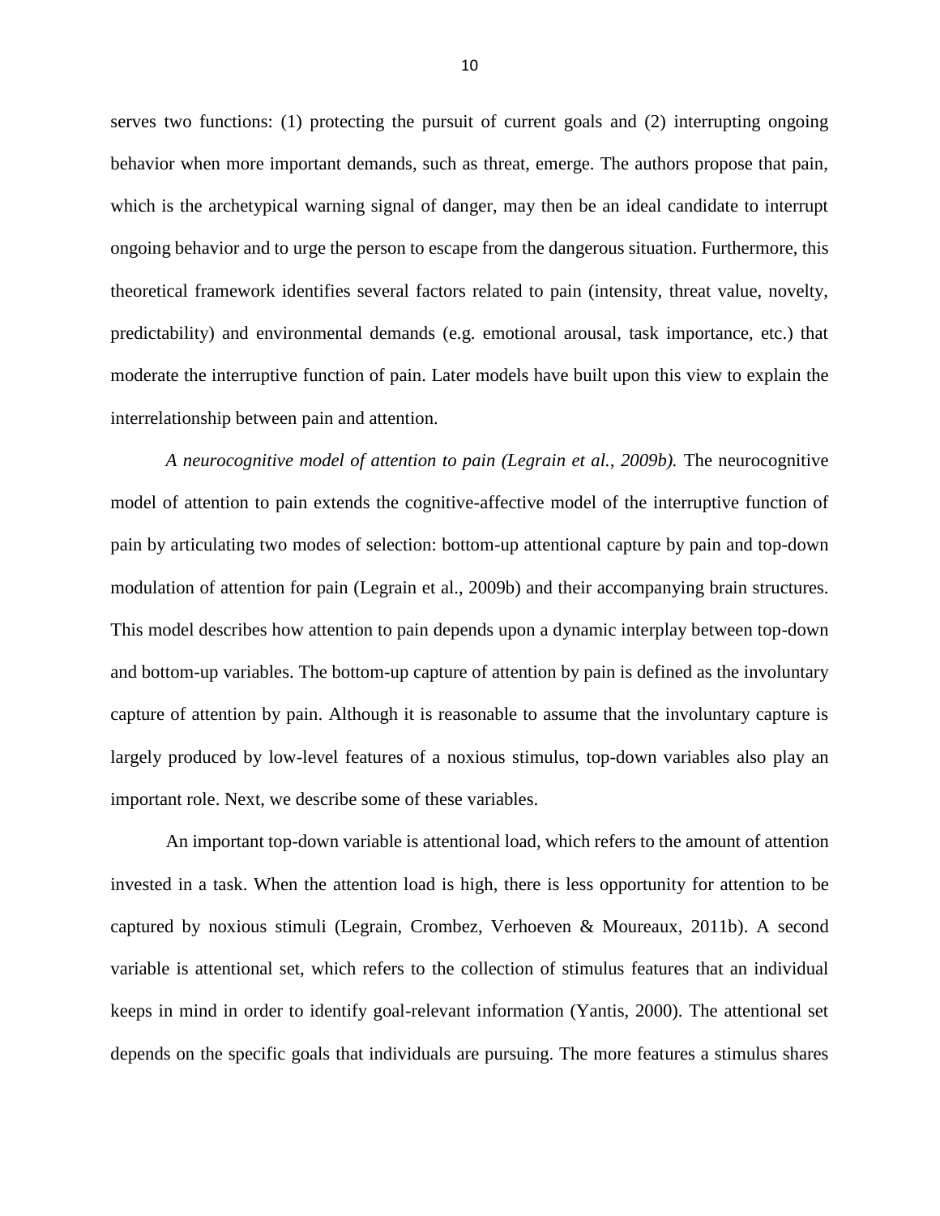serves two functions: (1) protecting the pursuit of current goals and (2) interrupting ongoing behavior when more important demands, such as threat, emerge. The authors propose that pain, which is the archetypical warning signal of danger, may then be an ideal candidate to interrupt ongoing behavior and to urge the person to escape from the dangerous situation. Furthermore, this theoretical framework identifies several factors related to pain (intensity, threat value, novelty, predictability) and environmental demands (e.g. emotional arousal, task importance, etc.) that moderate the interruptive function of pain. Later models have built upon this view to explain the interrelationship between pain and attention.

*A neurocognitive model of attention to pain (Legrain et al., 2009b).* The neurocognitive model of attention to pain extends the cognitive-affective model of the interruptive function of pain by articulating two modes of selection: bottom-up attentional capture by pain and top-down modulation of attention for pain (Legrain et al., 2009b) and their accompanying brain structures. This model describes how attention to pain depends upon a dynamic interplay between top-down and bottom-up variables. The bottom-up capture of attention by pain is defined as the involuntary capture of attention by pain. Although it is reasonable to assume that the involuntary capture is largely produced by low-level features of a noxious stimulus, top-down variables also play an important role. Next, we describe some of these variables.

An important top-down variable is attentional load, which refers to the amount of attention invested in a task. When the attention load is high, there is less opportunity for attention to be captured by noxious stimuli (Legrain, Crombez, Verhoeven & Moureaux, 2011b). A second variable is attentional set, which refers to the collection of stimulus features that an individual keeps in mind in order to identify goal-relevant information (Yantis, 2000). The attentional set depends on the specific goals that individuals are pursuing. The more features a stimulus shares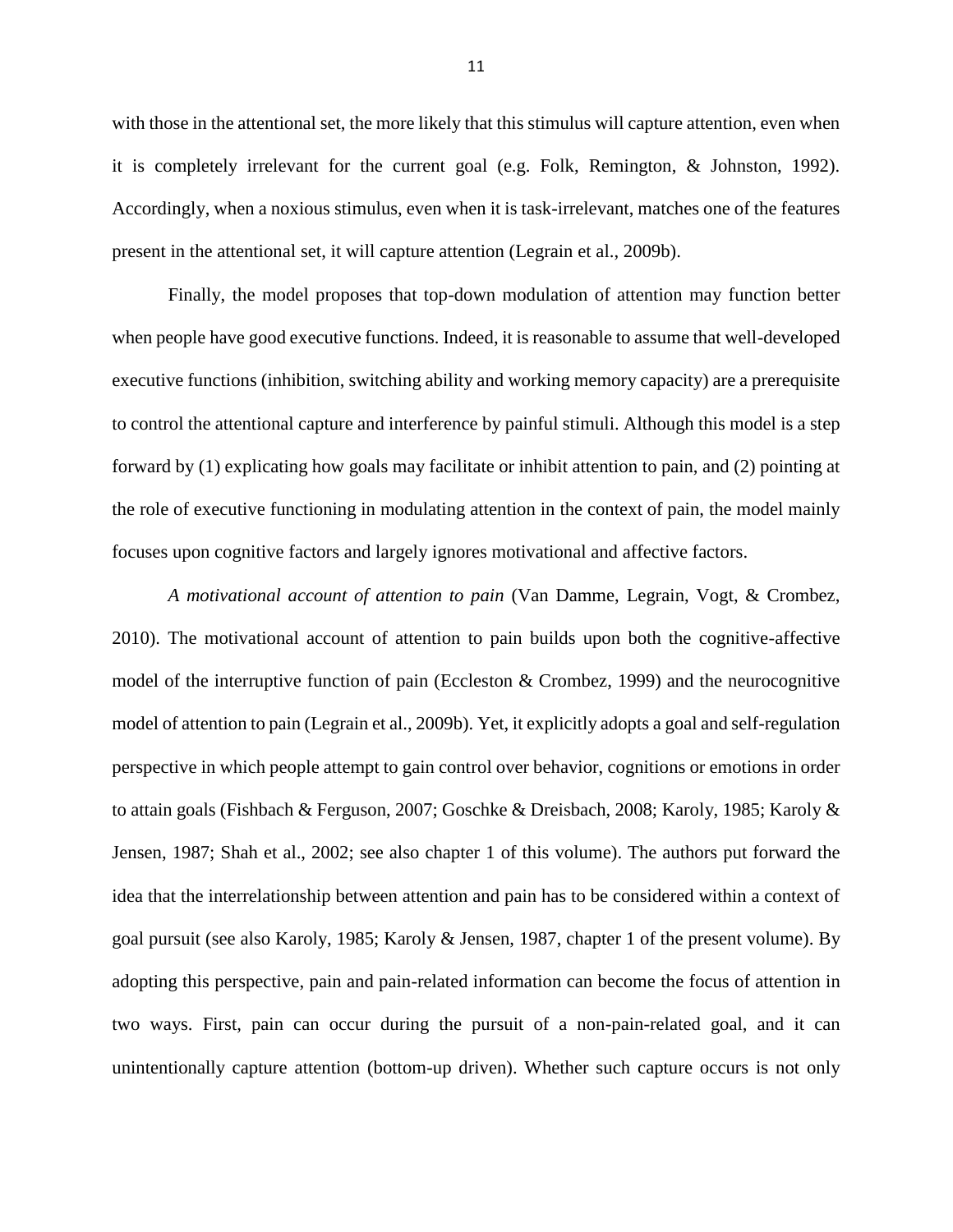with those in the attentional set, the more likely that this stimulus will capture attention, even when it is completely irrelevant for the current goal (e.g. Folk, Remington, & Johnston, 1992). Accordingly, when a noxious stimulus, even when it is task-irrelevant, matches one of the features present in the attentional set, it will capture attention (Legrain et al., 2009b).

Finally, the model proposes that top-down modulation of attention may function better when people have good executive functions. Indeed, it is reasonable to assume that well-developed executive functions (inhibition, switching ability and working memory capacity) are a prerequisite to control the attentional capture and interference by painful stimuli. Although this model is a step forward by (1) explicating how goals may facilitate or inhibit attention to pain, and (2) pointing at the role of executive functioning in modulating attention in the context of pain, the model mainly focuses upon cognitive factors and largely ignores motivational and affective factors.

*A motivational account of attention to pain* (Van Damme, Legrain, Vogt, & Crombez, 2010). The motivational account of attention to pain builds upon both the cognitive-affective model of the interruptive function of pain (Eccleston & Crombez, 1999) and the neurocognitive model of attention to pain (Legrain et al., 2009b). Yet, it explicitly adopts a goal and self-regulation perspective in which people attempt to gain control over behavior, cognitions or emotions in order to attain goals (Fishbach & Ferguson, 2007; Goschke & Dreisbach, 2008; Karoly, 1985; Karoly & Jensen, 1987; Shah et al., 2002; see also chapter 1 of this volume). The authors put forward the idea that the interrelationship between attention and pain has to be considered within a context of goal pursuit (see also Karoly, 1985; Karoly & Jensen, 1987, chapter 1 of the present volume). By adopting this perspective, pain and pain-related information can become the focus of attention in two ways. First, pain can occur during the pursuit of a non-pain-related goal, and it can unintentionally capture attention (bottom-up driven). Whether such capture occurs is not only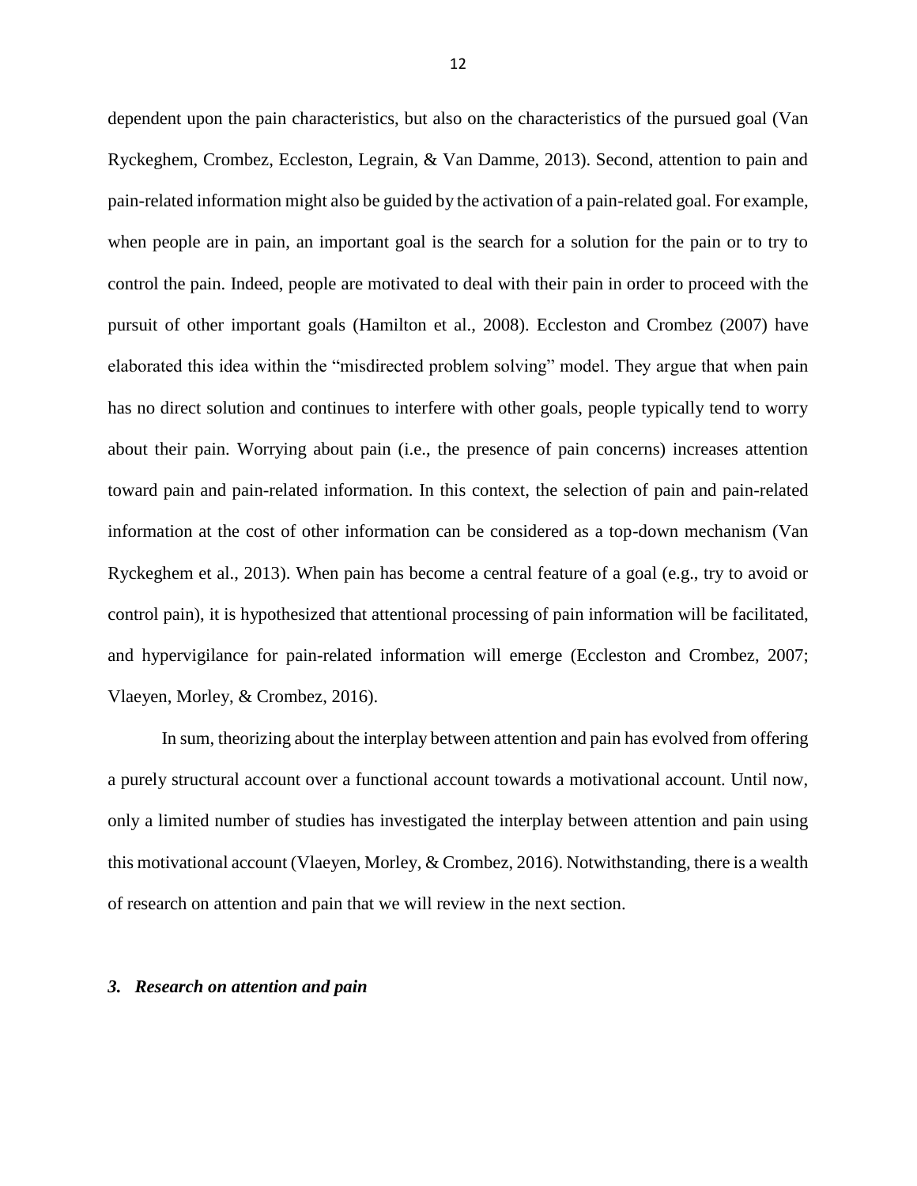dependent upon the pain characteristics, but also on the characteristics of the pursued goal (Van Ryckeghem, Crombez, Eccleston, Legrain, & Van Damme, 2013). Second, attention to pain and pain-related information might also be guided by the activation of a pain-related goal. For example, when people are in pain, an important goal is the search for a solution for the pain or to try to control the pain. Indeed, people are motivated to deal with their pain in order to proceed with the pursuit of other important goals (Hamilton et al., 2008). Eccleston and Crombez (2007) have elaborated this idea within the "misdirected problem solving" model. They argue that when pain has no direct solution and continues to interfere with other goals, people typically tend to worry about their pain. Worrying about pain (i.e., the presence of pain concerns) increases attention toward pain and pain-related information. In this context, the selection of pain and pain-related information at the cost of other information can be considered as a top-down mechanism (Van Ryckeghem et al., 2013). When pain has become a central feature of a goal (e.g., try to avoid or control pain), it is hypothesized that attentional processing of pain information will be facilitated, and hypervigilance for pain-related information will emerge (Eccleston and Crombez, 2007; Vlaeyen, Morley, & Crombez, 2016).

In sum, theorizing about the interplay between attention and pain has evolved from offering a purely structural account over a functional account towards a motivational account. Until now, only a limited number of studies has investigated the interplay between attention and pain using this motivational account (Vlaeyen, Morley, & Crombez, 2016). Notwithstanding, there is a wealth of research on attention and pain that we will review in the next section.

## *3. Research on attention and pain*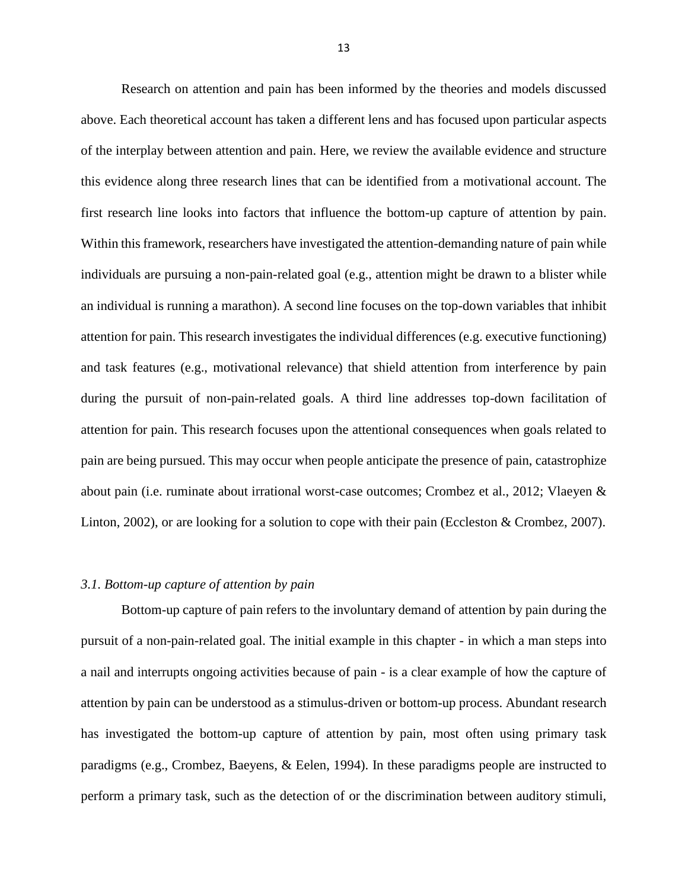Research on attention and pain has been informed by the theories and models discussed above. Each theoretical account has taken a different lens and has focused upon particular aspects of the interplay between attention and pain. Here, we review the available evidence and structure this evidence along three research lines that can be identified from a motivational account. The first research line looks into factors that influence the bottom-up capture of attention by pain. Within this framework, researchers have investigated the attention-demanding nature of pain while individuals are pursuing a non-pain-related goal (e.g., attention might be drawn to a blister while an individual is running a marathon). A second line focuses on the top-down variables that inhibit attention for pain. This research investigates the individual differences (e.g. executive functioning) and task features (e.g., motivational relevance) that shield attention from interference by pain during the pursuit of non-pain-related goals. A third line addresses top-down facilitation of attention for pain. This research focuses upon the attentional consequences when goals related to pain are being pursued. This may occur when people anticipate the presence of pain, catastrophize about pain (i.e. ruminate about irrational worst-case outcomes; Crombez et al., 2012; Vlaeyen & Linton, 2002), or are looking for a solution to cope with their pain (Eccleston & Crombez, 2007).

### *3.1. Bottom-up capture of attention by pain*

Bottom-up capture of pain refers to the involuntary demand of attention by pain during the pursuit of a non-pain-related goal. The initial example in this chapter - in which a man steps into a nail and interrupts ongoing activities because of pain - is a clear example of how the capture of attention by pain can be understood as a stimulus-driven or bottom-up process. Abundant research has investigated the bottom-up capture of attention by pain, most often using primary task paradigms (e.g., Crombez, Baeyens, & Eelen, 1994). In these paradigms people are instructed to perform a primary task, such as the detection of or the discrimination between auditory stimuli,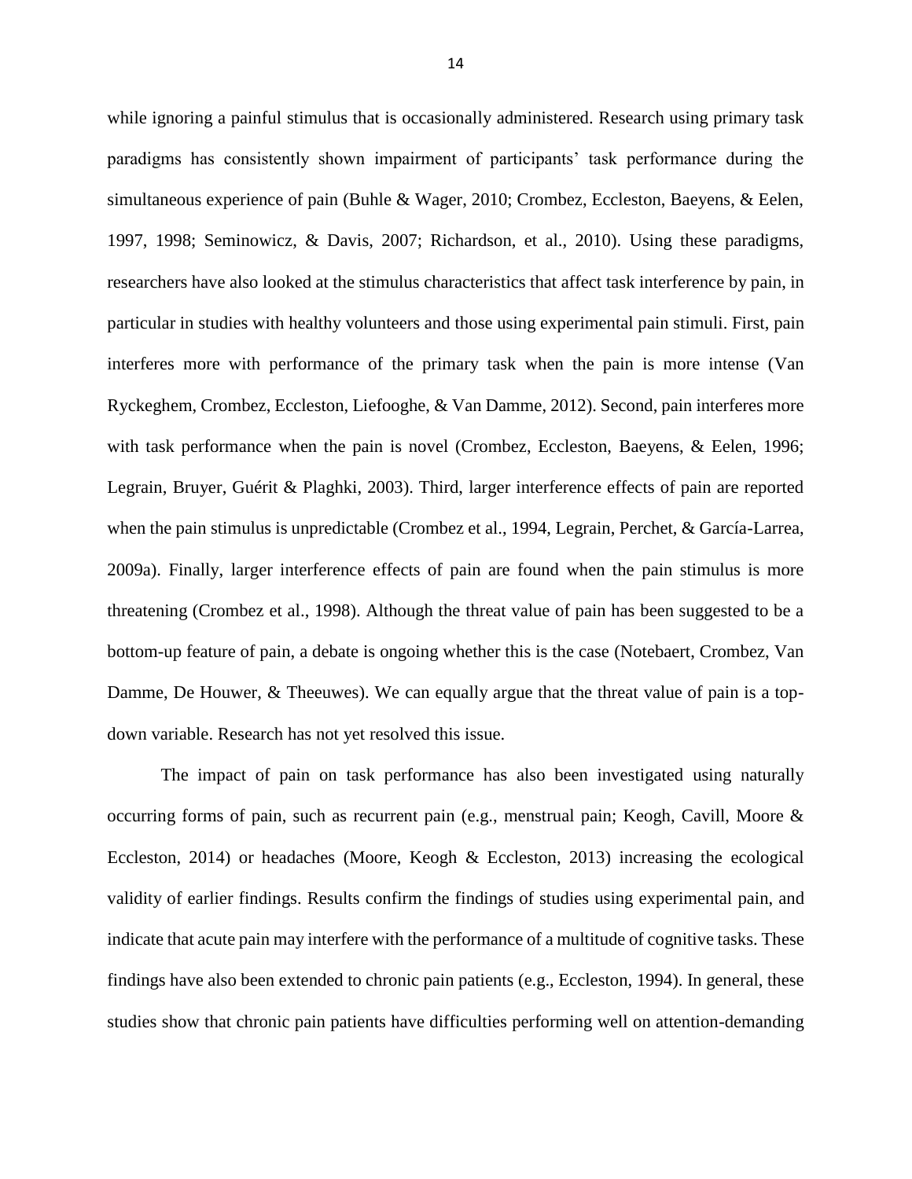while ignoring a painful stimulus that is occasionally administered. Research using primary task paradigms has consistently shown impairment of participants' task performance during the simultaneous experience of pain (Buhle & Wager, 2010; Crombez, Eccleston, Baeyens, & Eelen, 1997, 1998; Seminowicz, & Davis, 2007; Richardson, et al., 2010). Using these paradigms, researchers have also looked at the stimulus characteristics that affect task interference by pain, in particular in studies with healthy volunteers and those using experimental pain stimuli. First, pain interferes more with performance of the primary task when the pain is more intense (Van Ryckeghem, Crombez, Eccleston, Liefooghe, & Van Damme, 2012). Second, pain interferes more with task performance when the pain is novel (Crombez, Eccleston, Baeyens, & Eelen, 1996; Legrain, Bruyer, Guérit & Plaghki, 2003). Third, larger interference effects of pain are reported when the pain stimulus is unpredictable (Crombez et al., 1994, Legrain, Perchet, & García-Larrea, 2009a). Finally, larger interference effects of pain are found when the pain stimulus is more threatening (Crombez et al., 1998). Although the threat value of pain has been suggested to be a bottom-up feature of pain, a debate is ongoing whether this is the case (Notebaert, Crombez, Van Damme, De Houwer, & Theeuwes). We can equally argue that the threat value of pain is a top-down variable. Research has not yet resolved this issue.

The impact of pain on task performance has also been investigated using naturally occurring forms of pain, such as recurrent pain (e.g., menstrual pain; Keogh, Cavill, Moore & Eccleston, 2014) or headaches (Moore, Keogh & Eccleston, 2013) increasing the ecological validity of earlier findings. Results confirm the findings of studies using experimental pain, and indicate that acute pain may interfere with the performance of a multitude of cognitive tasks. These findings have also been extended to chronic pain patients (e.g., Eccleston, 1994). In general, these studies show that chronic pain patients have difficulties performing well on attention-demanding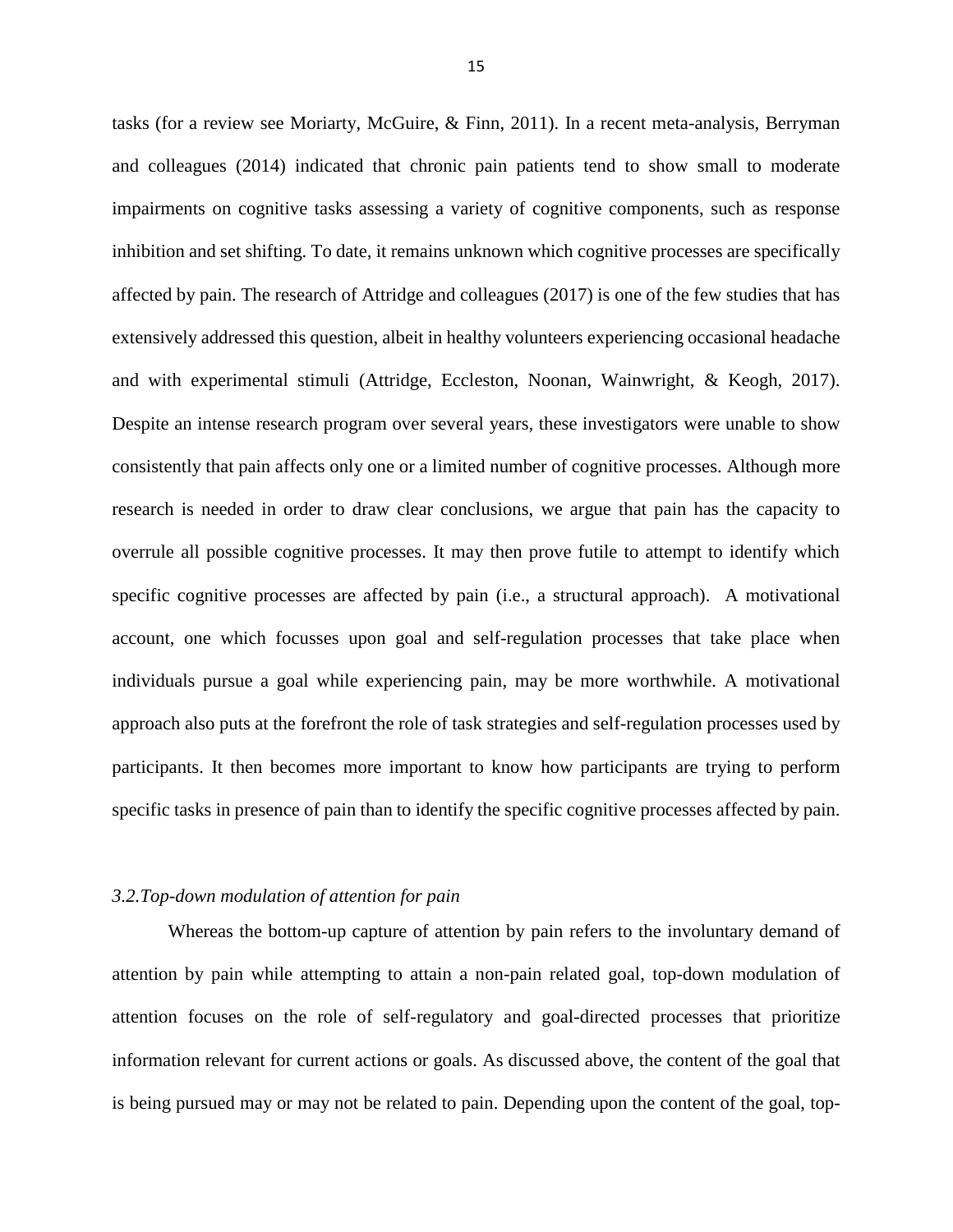tasks (for a review see Moriarty, McGuire, & Finn, 2011). In a recent meta-analysis, Berryman and colleagues (2014) indicated that chronic pain patients tend to show small to moderate impairments on cognitive tasks assessing a variety of cognitive components, such as response inhibition and set shifting. To date, it remains unknown which cognitive processes are specifically affected by pain. The research of Attridge and colleagues (2017) is one of the few studies that has extensively addressed this question, albeit in healthy volunteers experiencing occasional headache and with experimental stimuli (Attridge, Eccleston, Noonan, Wainwright, & Keogh, 2017). Despite an intense research program over several years, these investigators were unable to show consistently that pain affects only one or a limited number of cognitive processes. Although more research is needed in order to draw clear conclusions, we argue that pain has the capacity to overrule all possible cognitive processes. It may then prove futile to attempt to identify which specific cognitive processes are affected by pain (i.e., a structural approach). A motivational account, one which focusses upon goal and self-regulation processes that take place when individuals pursue a goal while experiencing pain, may be more worthwhile. A motivational approach also puts at the forefront the role of task strategies and self-regulation processes used by participants. It then becomes more important to know how participants are trying to perform specific tasks in presence of pain than to identify the specific cognitive processes affected by pain.

### *3.2. Top-down modulation of attention for pain*

Whereas the bottom-up capture of attention by pain refers to the involuntary demand of attention by pain while attempting to attain a non-pain related goal, top-down modulation of attention focuses on the role of self-regulatory and goal-directed processes that prioritize information relevant for current actions or goals. As discussed above, the content of the goal that is being pursued may or may not be related to pain. Depending upon the content of the goal, top-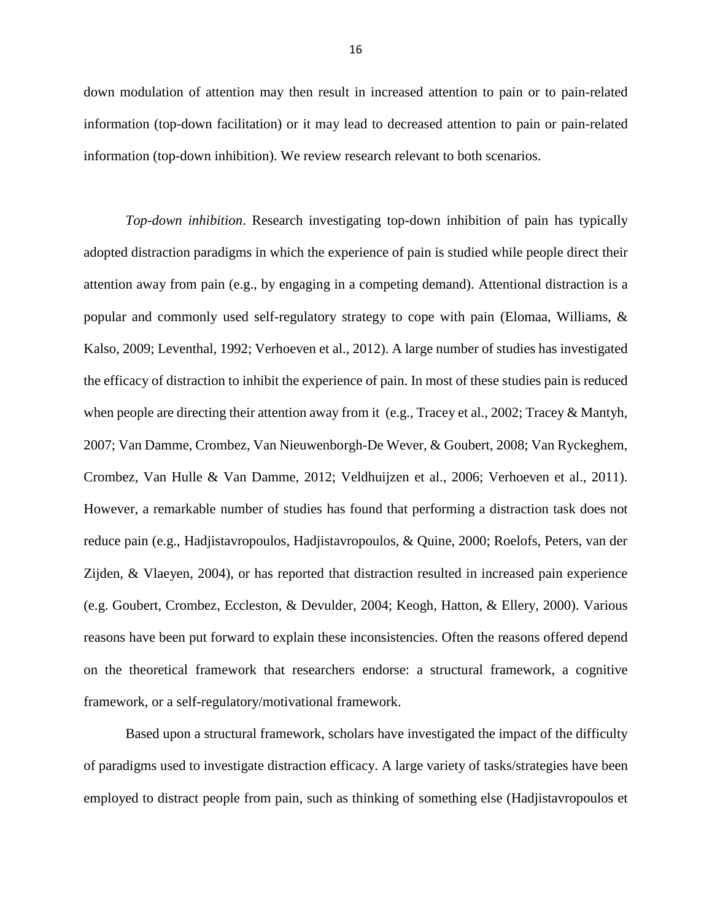down modulation of attention may then result in increased attention to pain or to pain-related information (top-down facilitation) or it may lead to decreased attention to pain or pain-related information (top-down inhibition). We review research relevant to both scenarios.

*Top-down inhibition*. Research investigating top-down inhibition of pain has typically adopted distraction paradigms in which the experience of pain is studied while people direct their attention away from pain (e.g., by engaging in a competing demand). Attentional distraction is a popular and commonly used self-regulatory strategy to cope with pain (Elomaa, Williams, & Kalso, 2009; Leventhal, 1992; Verhoeven et al., 2012). A large number of studies has investigated the efficacy of distraction to inhibit the experience of pain. In most of these studies pain is reduced when people are directing their attention away from it (e.g., Tracey et al., 2002; Tracey & Mantyh, 2007; Van Damme, Crombez, Van Nieuwenborgh-De Wever, & Goubert, 2008; Van Ryckeghem, Crombez, Van Hulle & Van Damme, 2012; Veldhuijzen et al., 2006; Verhoeven et al., 2011). However, a remarkable number of studies has found that performing a distraction task does not reduce pain (e.g., Hadjistavropoulos, Hadjistavropoulos, & Quine, 2000; Roelofs, Peters, van der Zijden, & Vlaeyen, 2004), or has reported that distraction resulted in increased pain experience (e.g. Goubert, Crombez, Eccleston, & Devulder, 2004; Keogh, Hatton, & Ellery, 2000). Various reasons have been put forward to explain these inconsistencies. Often the reasons offered depend on the theoretical framework that researchers endorse: a structural framework, a cognitive framework, or a self-regulatory/motivational framework.

Based upon a structural framework, scholars have investigated the impact of the difficulty of paradigms used to investigate distraction efficacy. A large variety of tasks/strategies have been employed to distract people from pain, such as thinking of something else (Hadjistavropoulos et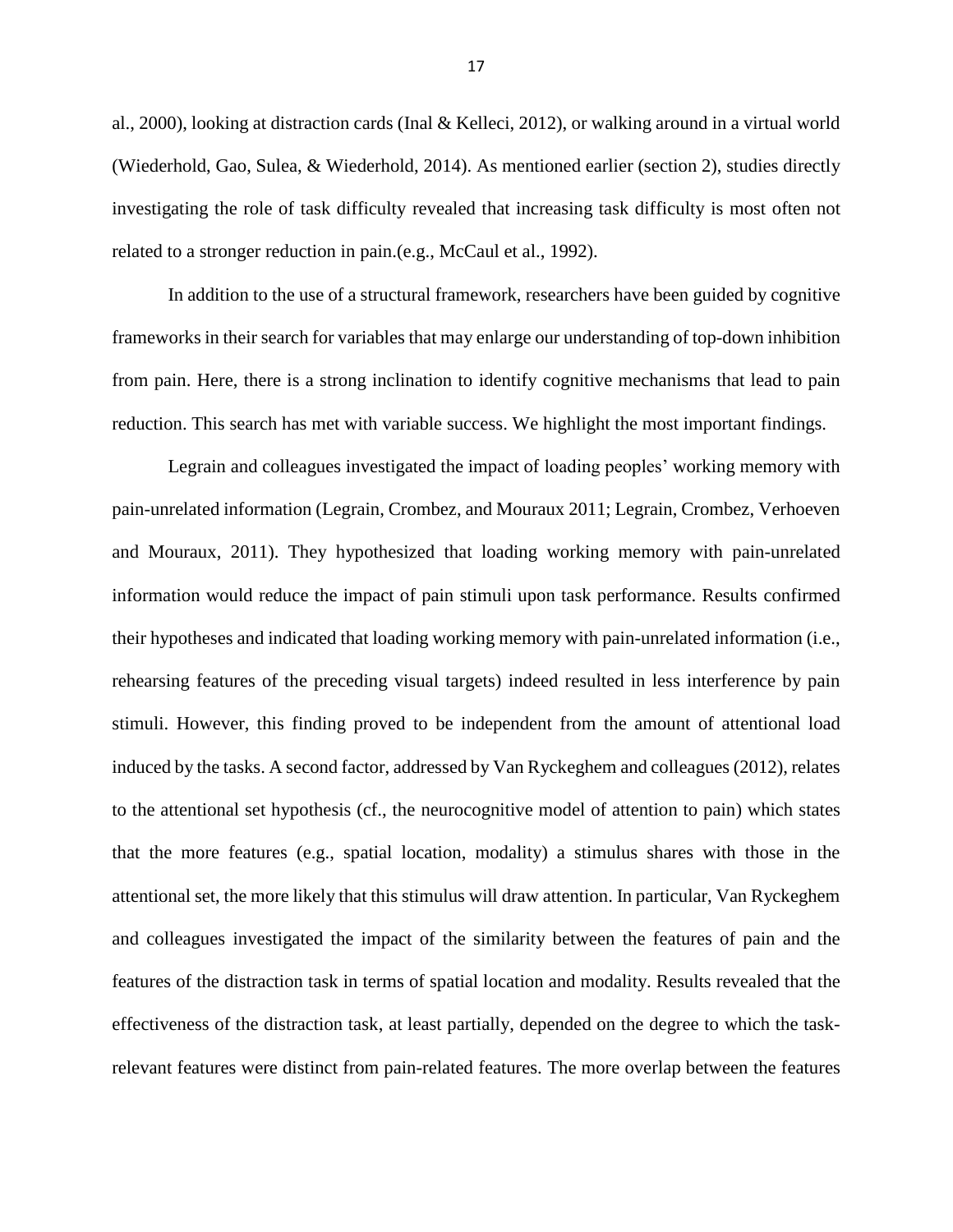al., 2000), looking at distraction cards (Inal & Kelleci, 2012), or walking around in a virtual world (Wiederhold, Gao, Sulea, & Wiederhold, 2014). As mentioned earlier (section 2), studies directly investigating the role of task difficulty revealed that increasing task difficulty is most often not related to a stronger reduction in pain.(e.g., McCaul et al., 1992).

In addition to the use of a structural framework, researchers have been guided by cognitive frameworks in their search for variables that may enlarge our understanding of top-down inhibition from pain. Here, there is a strong inclination to identify cognitive mechanisms that lead to pain reduction. This search has met with variable success. We highlight the most important findings.

Legrain and colleagues investigated the impact of loading peoples' working memory with pain-unrelated information (Legrain, Crombez, and Mouraux 2011; Legrain, Crombez, Verhoeven and Mouraux, 2011). They hypothesized that loading working memory with pain-unrelated information would reduce the impact of pain stimuli upon task performance. Results confirmed their hypotheses and indicated that loading working memory with pain-unrelated information (i.e., rehearsing features of the preceding visual targets) indeed resulted in less interference by pain stimuli. However, this finding proved to be independent from the amount of attentional load induced by the tasks. A second factor, addressed by Van Ryckeghem and colleagues (2012), relates to the attentional set hypothesis (cf., the neurocognitive model of attention to pain) which states that the more features (e.g., spatial location, modality) a stimulus shares with those in the attentional set, the more likely that this stimulus will draw attention. In particular, Van Ryckeghem and colleagues investigated the impact of the similarity between the features of pain and the features of the distraction task in terms of spatial location and modality. Results revealed that the effectiveness of the distraction task, at least partially, depended on the degree to which the task-relevant features were distinct from pain-related features. The more overlap between the features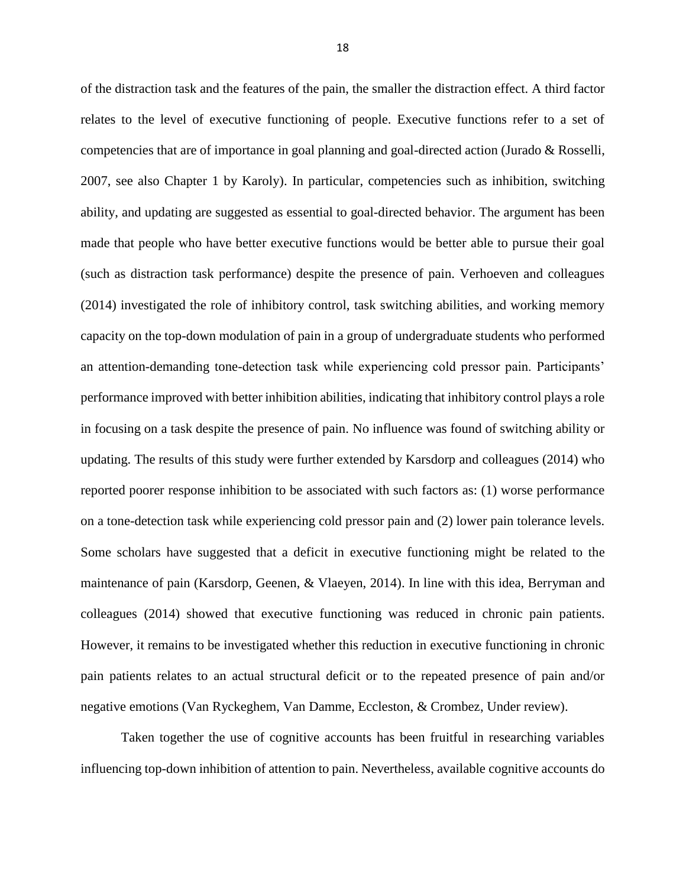of the distraction task and the features of the pain, the smaller the distraction effect. A third factor relates to the level of executive functioning of people. Executive functions refer to a set of competencies that are of importance in goal planning and goal-directed action (Jurado & Rosselli, 2007, see also Chapter 1 by Karoly). In particular, competencies such as inhibition, switching ability, and updating are suggested as essential to goal-directed behavior. The argument has been made that people who have better executive functions would be better able to pursue their goal (such as distraction task performance) despite the presence of pain. Verhoeven and colleagues (2014) investigated the role of inhibitory control, task switching abilities, and working memory capacity on the top-down modulation of pain in a group of undergraduate students who performed an attention-demanding tone-detection task while experiencing cold pressor pain. Participants' performance improved with better inhibition abilities, indicating that inhibitory control plays a role in focusing on a task despite the presence of pain. No influence was found of switching ability or updating. The results of this study were further extended by Karsdorp and colleagues (2014) who reported poorer response inhibition to be associated with such factors as: (1) worse performance on a tone-detection task while experiencing cold pressor pain and (2) lower pain tolerance levels. Some scholars have suggested that a deficit in executive functioning might be related to the maintenance of pain (Karsdorp, Geenen, & Vlaeyen, 2014). In line with this idea, Berryman and colleagues (2014) showed that executive functioning was reduced in chronic pain patients. However, it remains to be investigated whether this reduction in executive functioning in chronic pain patients relates to an actual structural deficit or to the repeated presence of pain and/or negative emotions (Van Ryckeghem, Van Damme, Eccleston, & Crombez, Under review).

Taken together the use of cognitive accounts has been fruitful in researching variables influencing top-down inhibition of attention to pain. Nevertheless, available cognitive accounts do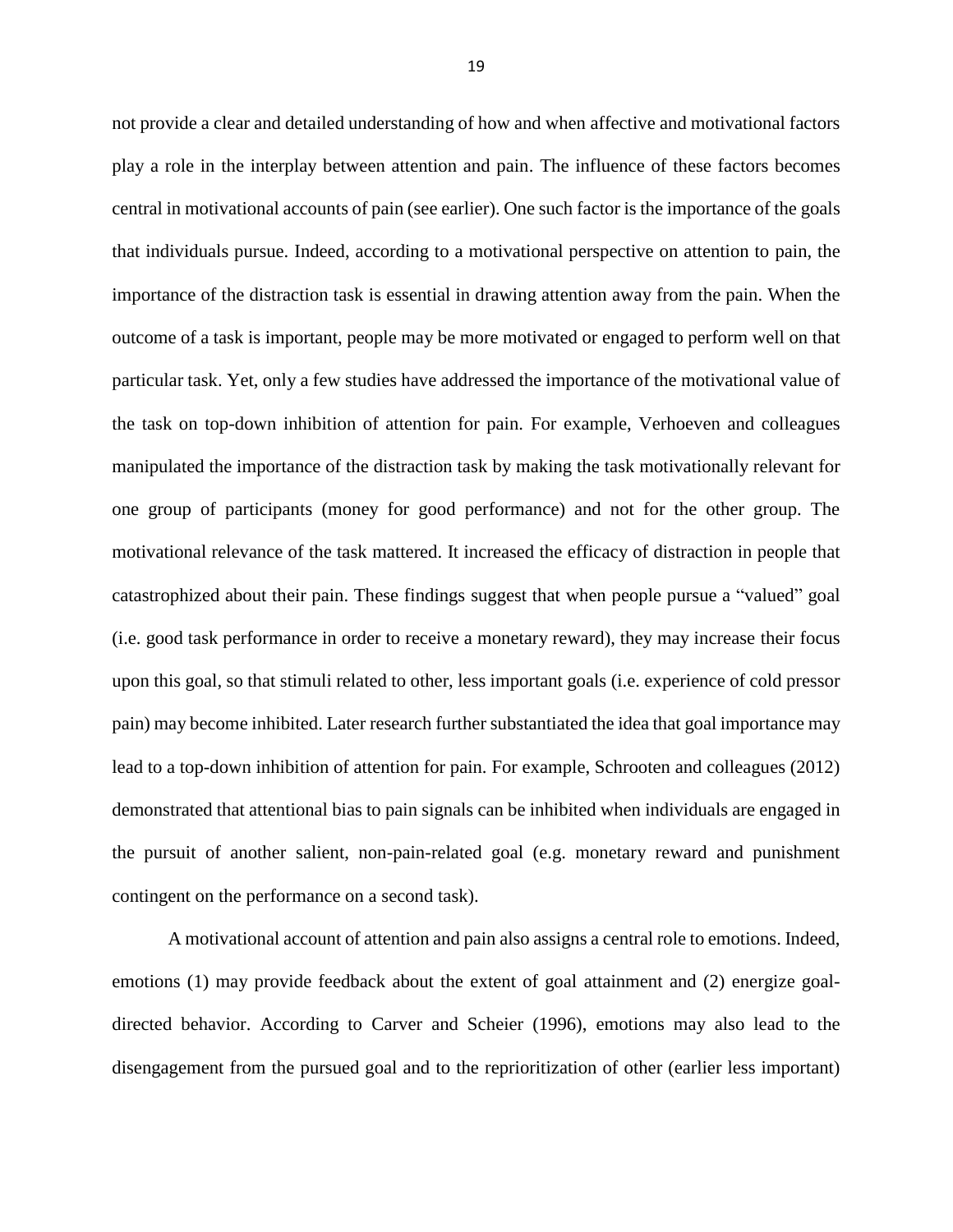not provide a clear and detailed understanding of how and when affective and motivational factors play a role in the interplay between attention and pain. The influence of these factors becomes central in motivational accounts of pain (see earlier). One such factor is the importance of the goals that individuals pursue. Indeed, according to a motivational perspective on attention to pain, the importance of the distraction task is essential in drawing attention away from the pain. When the outcome of a task is important, people may be more motivated or engaged to perform well on that particular task. Yet, only a few studies have addressed the importance of the motivational value of the task on top-down inhibition of attention for pain. For example, Verhoeven and colleagues manipulated the importance of the distraction task by making the task motivationally relevant for one group of participants (money for good performance) and not for the other group. The motivational relevance of the task mattered. It increased the efficacy of distraction in people that catastrophized about their pain. These findings suggest that when people pursue a "valued" goal (i.e. good task performance in order to receive a monetary reward), they may increase their focus upon this goal, so that stimuli related to other, less important goals (i.e. experience of cold pressor pain) may become inhibited. Later research further substantiated the idea that goal importance may lead to a top-down inhibition of attention for pain. For example, Schrooten and colleagues (2012) demonstrated that attentional bias to pain signals can be inhibited when individuals are engaged in the pursuit of another salient, non-pain-related goal (e.g. monetary reward and punishment contingent on the performance on a second task).

A motivational account of attention and pain also assigns a central role to emotions. Indeed, emotions (1) may provide feedback about the extent of goal attainment and (2) energize goal-directed behavior. According to Carver and Scheier (1996), emotions may also lead to the disengagement from the pursued goal and to the reprioritization of other (earlier less important)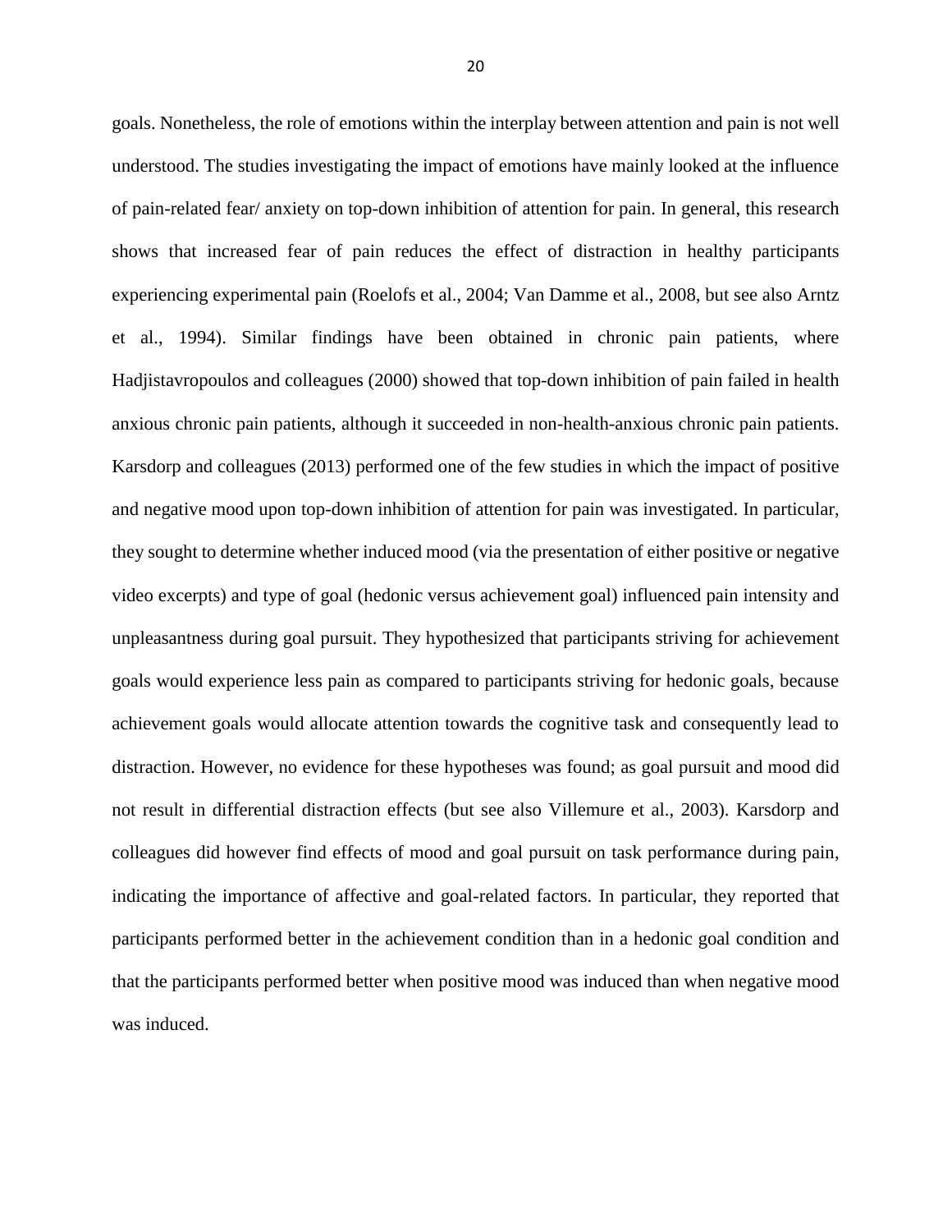goals. Nonetheless, the role of emotions within the interplay between attention and pain is not well understood. The studies investigating the impact of emotions have mainly looked at the influence of pain-related fear/ anxiety on top-down inhibition of attention for pain. In general, this research shows that increased fear of pain reduces the effect of distraction in healthy participants experiencing experimental pain (Roelofs et al., 2004; Van Damme et al., 2008, but see also Arntz et al., 1994). Similar findings have been obtained in chronic pain patients, where Hadjistavropoulos and colleagues (2000) showed that top-down inhibition of pain failed in health anxious chronic pain patients, although it succeeded in non-health-anxious chronic pain patients. Karsdorp and colleagues (2013) performed one of the few studies in which the impact of positive and negative mood upon top-down inhibition of attention for pain was investigated. In particular, they sought to determine whether induced mood (via the presentation of either positive or negative video excerpts) and type of goal (hedonic versus achievement goal) influenced pain intensity and unpleasantness during goal pursuit. They hypothesized that participants striving for achievement goals would experience less pain as compared to participants striving for hedonic goals, because achievement goals would allocate attention towards the cognitive task and consequently lead to distraction. However, no evidence for these hypotheses was found; as goal pursuit and mood did not result in differential distraction effects (but see also Villemure et al., 2003). Karsdorp and colleagues did however find effects of mood and goal pursuit on task performance during pain, indicating the importance of affective and goal-related factors. In particular, they reported that participants performed better in the achievement condition than in a hedonic goal condition and that the participants performed better when positive mood was induced than when negative mood was induced.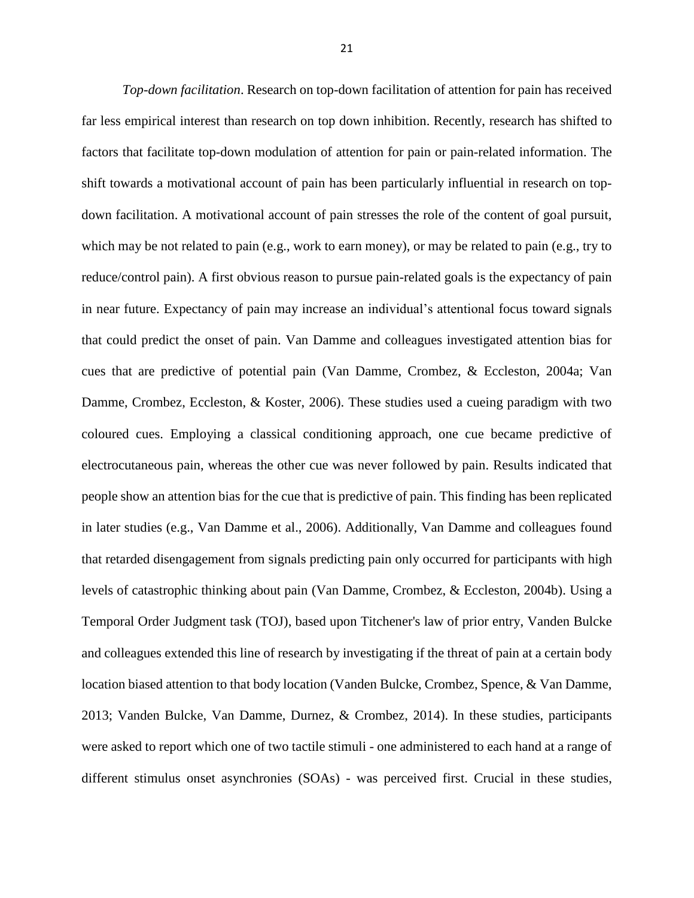*Top-down facilitation*. Research on top-down facilitation of attention for pain has received far less empirical interest than research on top down inhibition. Recently, research has shifted to factors that facilitate top-down modulation of attention for pain or pain-related information. The shift towards a motivational account of pain has been particularly influential in research on top-down facilitation. A motivational account of pain stresses the role of the content of goal pursuit, which may be not related to pain (e.g., work to earn money), or may be related to pain (e.g., try to reduce/control pain). A first obvious reason to pursue pain-related goals is the expectancy of pain in near future. Expectancy of pain may increase an individual's attentional focus toward signals that could predict the onset of pain. Van Damme and colleagues investigated attention bias for cues that are predictive of potential pain (Van Damme, Crombez, & Eccleston, 2004a; Van Damme, Crombez, Eccleston, & Koster, 2006). These studies used a cueing paradigm with two coloured cues. Employing a classical conditioning approach, one cue became predictive of electrocutaneous pain, whereas the other cue was never followed by pain. Results indicated that people show an attention bias for the cue that is predictive of pain. This finding has been replicated in later studies (e.g., Van Damme et al., 2006). Additionally, Van Damme and colleagues found that retarded disengagement from signals predicting pain only occurred for participants with high levels of catastrophic thinking about pain (Van Damme, Crombez, & Eccleston, 2004b). Using a Temporal Order Judgment task (TOJ), based upon Titchener's law of prior entry, Vanden Bulcke and colleagues extended this line of research by investigating if the threat of pain at a certain body location biased attention to that body location (Vanden Bulcke, Crombez, Spence, & Van Damme, 2013; Vanden Bulcke, Van Damme, Durnez, & Crombez, 2014). In these studies, participants were asked to report which one of two tactile stimuli - one administered to each hand at a range of different stimulus onset asynchronies (SOAs) - was perceived first. Crucial in these studies,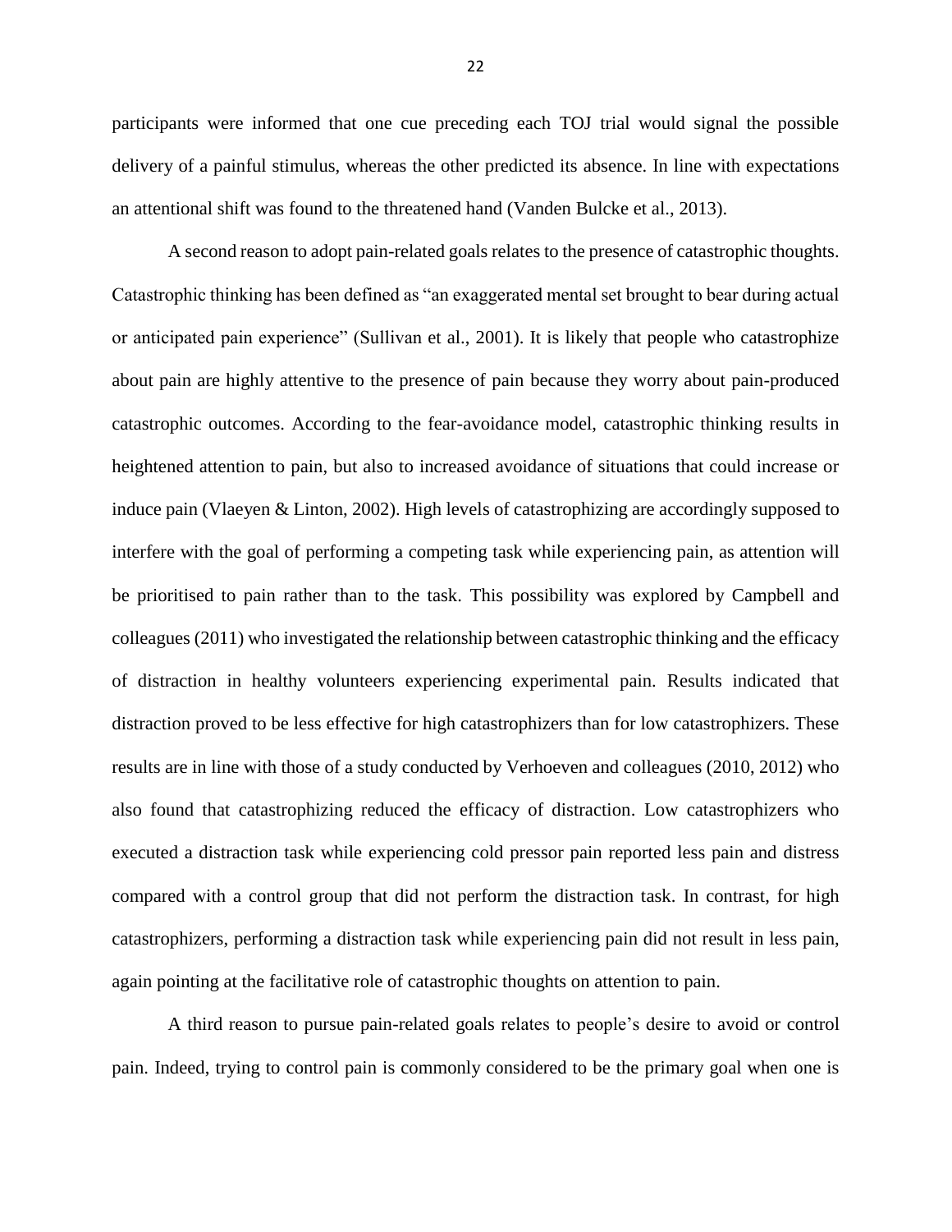participants were informed that one cue preceding each TOJ trial would signal the possible delivery of a painful stimulus, whereas the other predicted its absence. In line with expectations an attentional shift was found to the threatened hand (Vanden Bulcke et al., 2013).

A second reason to adopt pain-related goals relates to the presence of catastrophic thoughts. Catastrophic thinking has been defined as "an exaggerated mental set brought to bear during actual or anticipated pain experience" (Sullivan et al., 2001). It is likely that people who catastrophize about pain are highly attentive to the presence of pain because they worry about pain-produced catastrophic outcomes. According to the fear-avoidance model, catastrophic thinking results in heightened attention to pain, but also to increased avoidance of situations that could increase or induce pain (Vlaeyen & Linton, 2002). High levels of catastrophizing are accordingly supposed to interfere with the goal of performing a competing task while experiencing pain, as attention will be prioritised to pain rather than to the task. This possibility was explored by Campbell and colleagues (2011) who investigated the relationship between catastrophic thinking and the efficacy of distraction in healthy volunteers experiencing experimental pain. Results indicated that distraction proved to be less effective for high catastrophizers than for low catastrophizers. These results are in line with those of a study conducted by Verhoeven and colleagues (2010, 2012) who also found that catastrophizing reduced the efficacy of distraction. Low catastrophizers who executed a distraction task while experiencing cold pressor pain reported less pain and distress compared with a control group that did not perform the distraction task. In contrast, for high catastrophizers, performing a distraction task while experiencing pain did not result in less pain, again pointing at the facilitative role of catastrophic thoughts on attention to pain.

A third reason to pursue pain-related goals relates to people's desire to avoid or control pain. Indeed, trying to control pain is commonly considered to be the primary goal when one is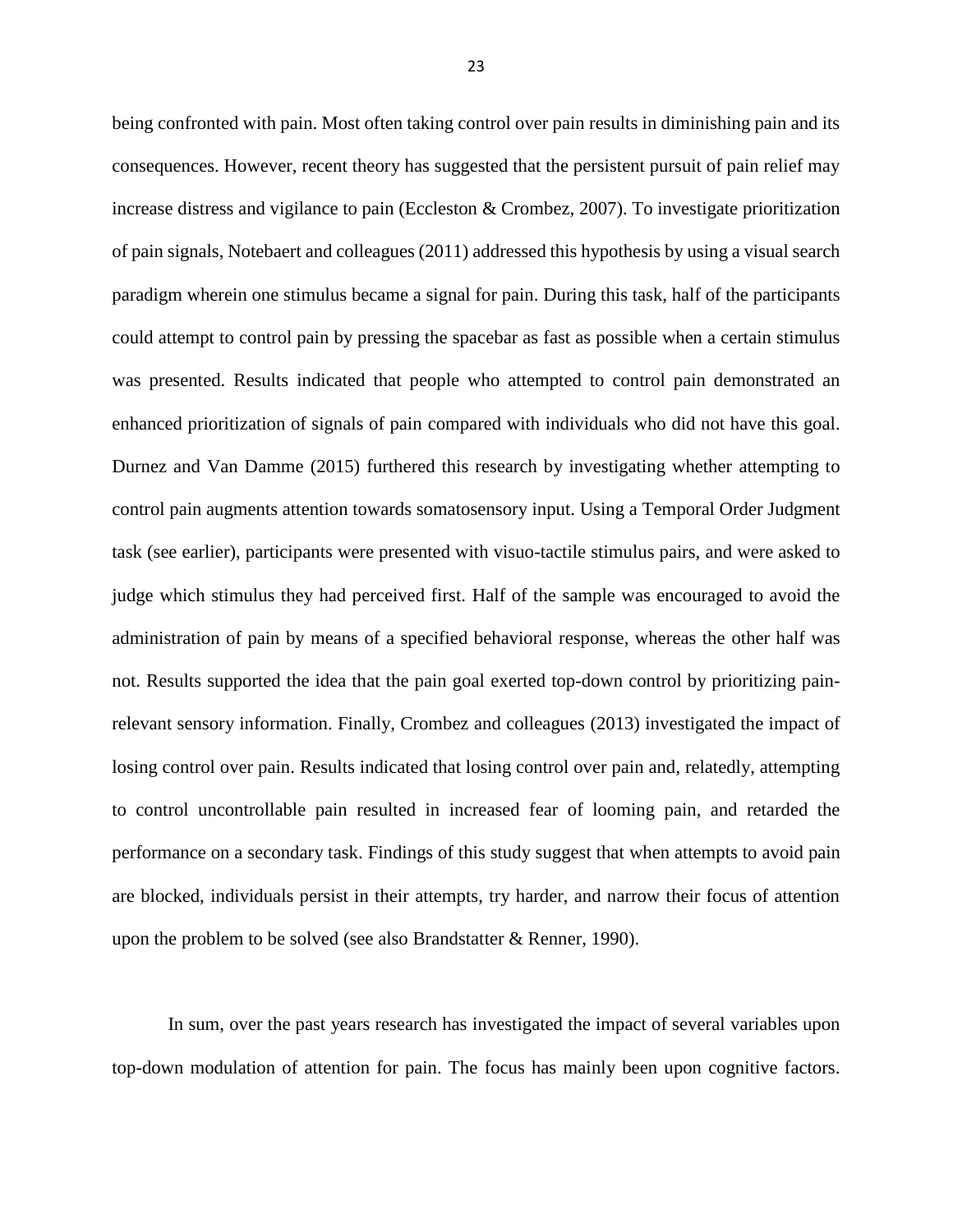being confronted with pain. Most often taking control over pain results in diminishing pain and its consequences. However, recent theory has suggested that the persistent pursuit of pain relief may increase distress and vigilance to pain (Eccleston & Crombez, 2007). To investigate prioritization of pain signals, Notebaert and colleagues (2011) addressed this hypothesis by using a visual search paradigm wherein one stimulus became a signal for pain. During this task, half of the participants could attempt to control pain by pressing the spacebar as fast as possible when a certain stimulus was presented. Results indicated that people who attempted to control pain demonstrated an enhanced prioritization of signals of pain compared with individuals who did not have this goal. Durnez and Van Damme (2015) furthered this research by investigating whether attempting to control pain augments attention towards somatosensory input. Using a Temporal Order Judgment task (see earlier), participants were presented with visuo-tactile stimulus pairs, and were asked to judge which stimulus they had perceived first. Half of the sample was encouraged to avoid the administration of pain by means of a specified behavioral response, whereas the other half was not. Results supported the idea that the pain goal exerted top-down control by prioritizing pain-relevant sensory information. Finally, Crombez and colleagues (2013) investigated the impact of losing control over pain. Results indicated that losing control over pain and, relatedly, attempting to control uncontrollable pain resulted in increased fear of looming pain, and retarded the performance on a secondary task. Findings of this study suggest that when attempts to avoid pain are blocked, individuals persist in their attempts, try harder, and narrow their focus of attention upon the problem to be solved (see also Brandstatter & Renner, 1990).

In sum, over the past years research has investigated the impact of several variables upon top-down modulation of attention for pain. The focus has mainly been upon cognitive factors.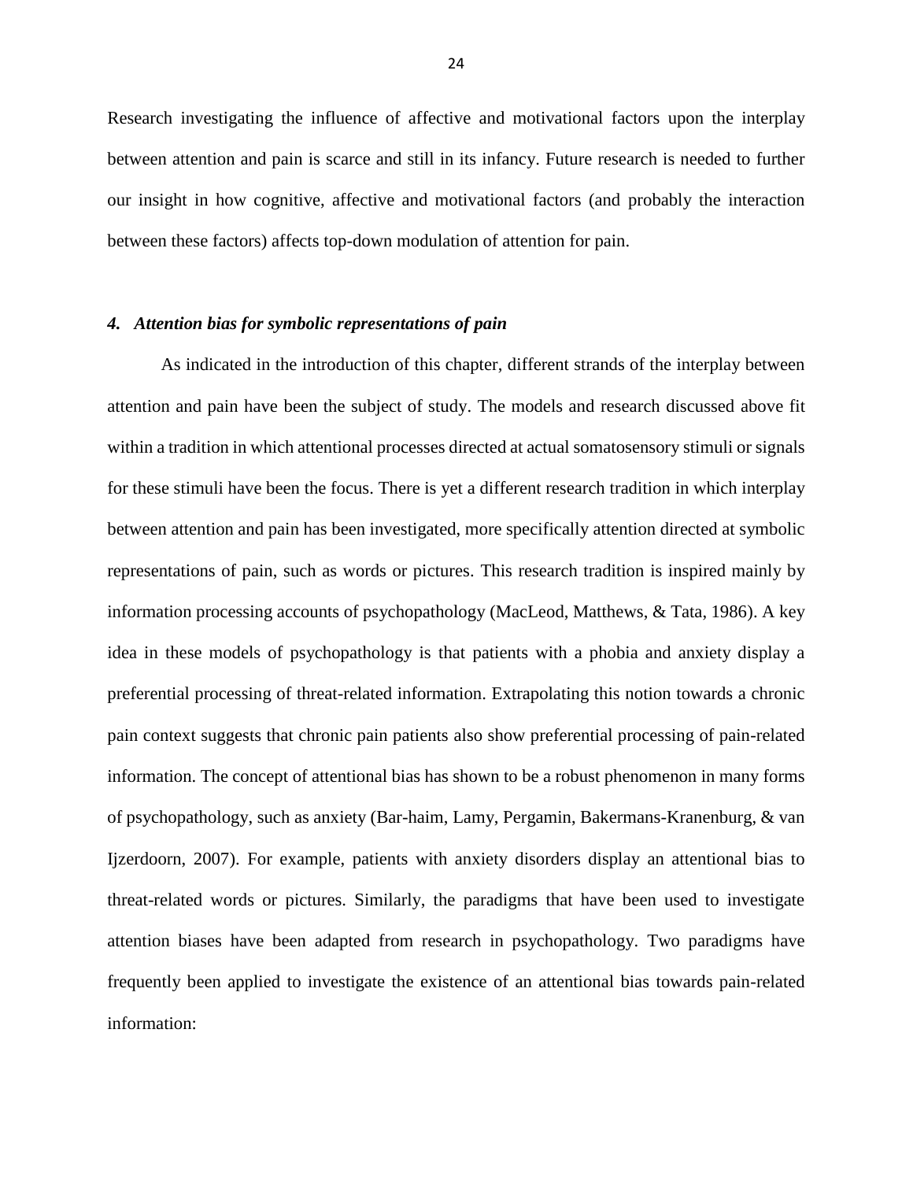Research investigating the influence of affective and motivational factors upon the interplay between attention and pain is scarce and still in its infancy. Future research is needed to further our insight in how cognitive, affective and motivational factors (and probably the interaction between these factors) affects top-down modulation of attention for pain.

### *4. Attention bias for symbolic representations of pain*

As indicated in the introduction of this chapter, different strands of the interplay between attention and pain have been the subject of study. The models and research discussed above fit within a tradition in which attentional processes directed at actual somatosensory stimuli or signals for these stimuli have been the focus. There is yet a different research tradition in which interplay between attention and pain has been investigated, more specifically attention directed at symbolic representations of pain, such as words or pictures. This research tradition is inspired mainly by information processing accounts of psychopathology (MacLeod, Matthews, & Tata, 1986). A key idea in these models of psychopathology is that patients with a phobia and anxiety display a preferential processing of threat-related information. Extrapolating this notion towards a chronic pain context suggests that chronic pain patients also show preferential processing of pain-related information. The concept of attentional bias has shown to be a robust phenomenon in many forms of psychopathology, such as anxiety (Bar-haim, Lamy, Pergamin, Bakermans-Kranenburg, & van Ijzerdoorn, 2007). For example, patients with anxiety disorders display an attentional bias to threat-related words or pictures. Similarly, the paradigms that have been used to investigate attention biases have been adapted from research in psychopathology. Two paradigms have frequently been applied to investigate the existence of an attentional bias towards pain-related information: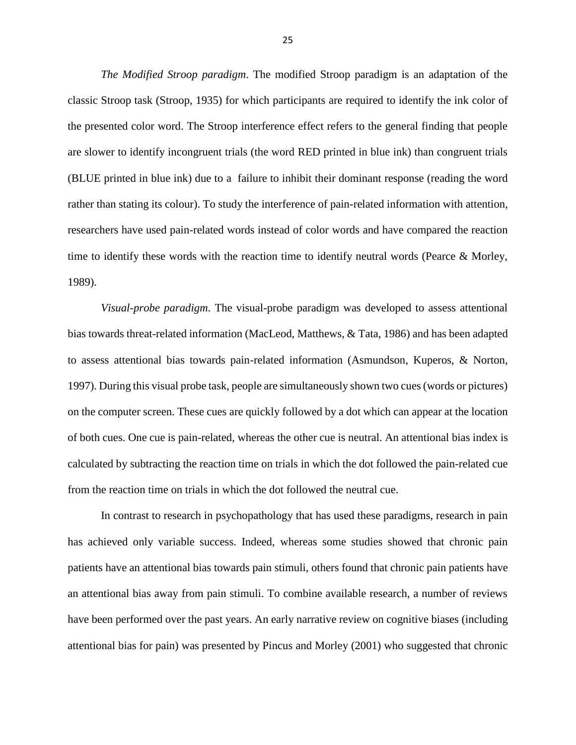*The Modified Stroop paradigm*. The modified Stroop paradigm is an adaptation of the classic Stroop task (Stroop, 1935) for which participants are required to identify the ink color of the presented color word. The Stroop interference effect refers to the general finding that people are slower to identify incongruent trials (the word RED printed in blue ink) than congruent trials (BLUE printed in blue ink) due to a failure to inhibit their dominant response (reading the word rather than stating its colour). To study the interference of pain-related information with attention, researchers have used pain-related words instead of color words and have compared the reaction time to identify these words with the reaction time to identify neutral words (Pearce & Morley, 1989).

*Visual-probe paradigm*. The visual-probe paradigm was developed to assess attentional bias towards threat-related information (MacLeod, Matthews, & Tata, 1986) and has been adapted to assess attentional bias towards pain-related information (Asmundson, Kuperos, & Norton, 1997). During this visual probe task, people are simultaneously shown two cues (words or pictures) on the computer screen. These cues are quickly followed by a dot which can appear at the location of both cues. One cue is pain-related, whereas the other cue is neutral. An attentional bias index is calculated by subtracting the reaction time on trials in which the dot followed the pain-related cue from the reaction time on trials in which the dot followed the neutral cue.

In contrast to research in psychopathology that has used these paradigms, research in pain has achieved only variable success. Indeed, whereas some studies showed that chronic pain patients have an attentional bias towards pain stimuli, others found that chronic pain patients have an attentional bias away from pain stimuli. To combine available research, a number of reviews have been performed over the past years. An early narrative review on cognitive biases (including attentional bias for pain) was presented by Pincus and Morley (2001) who suggested that chronic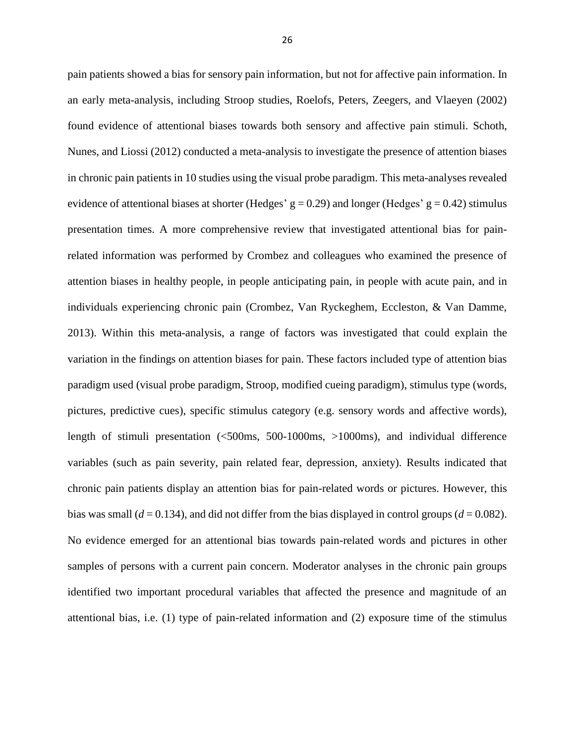pain patients showed a bias for sensory pain information, but not for affective pain information. In an early meta-analysis, including Stroop studies, Roelofs, Peters, Zeegers, and Vlaeyen (2002) found evidence of attentional biases towards both sensory and affective pain stimuli. Schoth, Nunes, and Liossi (2012) conducted a meta-analysis to investigate the presence of attention biases in chronic pain patients in 10 studies using the visual probe paradigm. This meta-analyses revealed evidence of attentional biases at shorter (Hedges' $g = 0.29$) and longer (Hedges' $g = 0.42$) stimulus presentation times. A more comprehensive review that investigated attentional bias for pain-related information was performed by Crombez and colleagues who examined the presence of attention biases in healthy people, in people anticipating pain, in people with acute pain, and in individuals experiencing chronic pain (Crombez, Van Ryckeghem, Eccleston, & Van Damme, 2013). Within this meta-analysis, a range of factors was investigated that could explain the variation in the findings on attention biases for pain. These factors included type of attention bias paradigm used (visual probe paradigm, Stroop, modified cueing paradigm), stimulus type (words, pictures, predictive cues), specific stimulus category (e.g. sensory words and affective words), length of stimuli presentation (<500ms, 500-1000ms, >1000ms), and individual difference variables (such as pain severity, pain related fear, depression, anxiety). Results indicated that chronic pain patients display an attention bias for pain-related words or pictures. However, this bias was small ($d = 0.134$), and did not differ from the bias displayed in control groups ($d = 0.082$). No evidence emerged for an attentional bias towards pain-related words and pictures in other samples of persons with a current pain concern. Moderator analyses in the chronic pain groups identified two important procedural variables that affected the presence and magnitude of an attentional bias, i.e. (1) type of pain-related information and (2) exposure time of the stimulus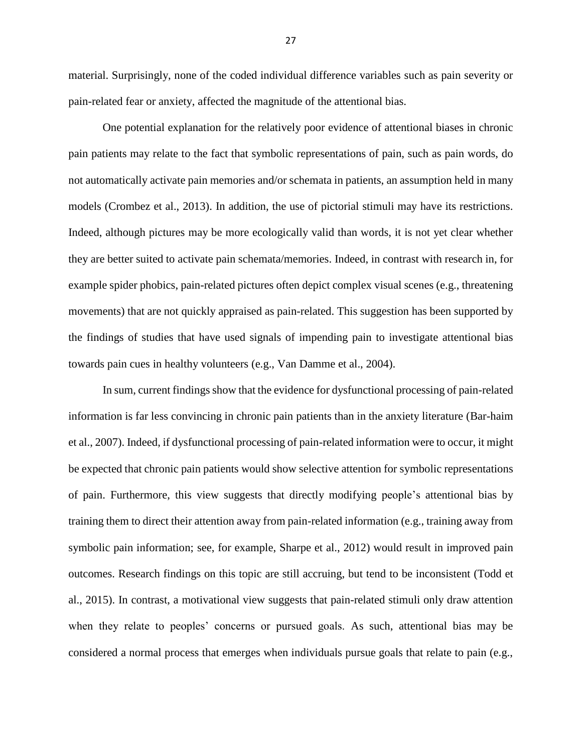material. Surprisingly, none of the coded individual difference variables such as pain severity or pain-related fear or anxiety, affected the magnitude of the attentional bias.

One potential explanation for the relatively poor evidence of attentional biases in chronic pain patients may relate to the fact that symbolic representations of pain, such as pain words, do not automatically activate pain memories and/or schemata in patients, an assumption held in many models (Crombez et al., 2013). In addition, the use of pictorial stimuli may have its restrictions. Indeed, although pictures may be more ecologically valid than words, it is not yet clear whether they are better suited to activate pain schemata/memories. Indeed, in contrast with research in, for example spider phobics, pain-related pictures often depict complex visual scenes (e.g., threatening movements) that are not quickly appraised as pain-related. This suggestion has been supported by the findings of studies that have used signals of impending pain to investigate attentional bias towards pain cues in healthy volunteers (e.g., Van Damme et al., 2004).

In sum, current findings show that the evidence for dysfunctional processing of pain-related information is far less convincing in chronic pain patients than in the anxiety literature (Bar-haim et al., 2007). Indeed, if dysfunctional processing of pain-related information were to occur, it might be expected that chronic pain patients would show selective attention for symbolic representations of pain. Furthermore, this view suggests that directly modifying people's attentional bias by training them to direct their attention away from pain-related information (e.g., training away from symbolic pain information; see, for example, Sharpe et al., 2012) would result in improved pain outcomes. Research findings on this topic are still accruing, but tend to be inconsistent (Todd et al., 2015). In contrast, a motivational view suggests that pain-related stimuli only draw attention when they relate to peoples' concerns or pursued goals. As such, attentional bias may be considered a normal process that emerges when individuals pursue goals that relate to pain (e.g.,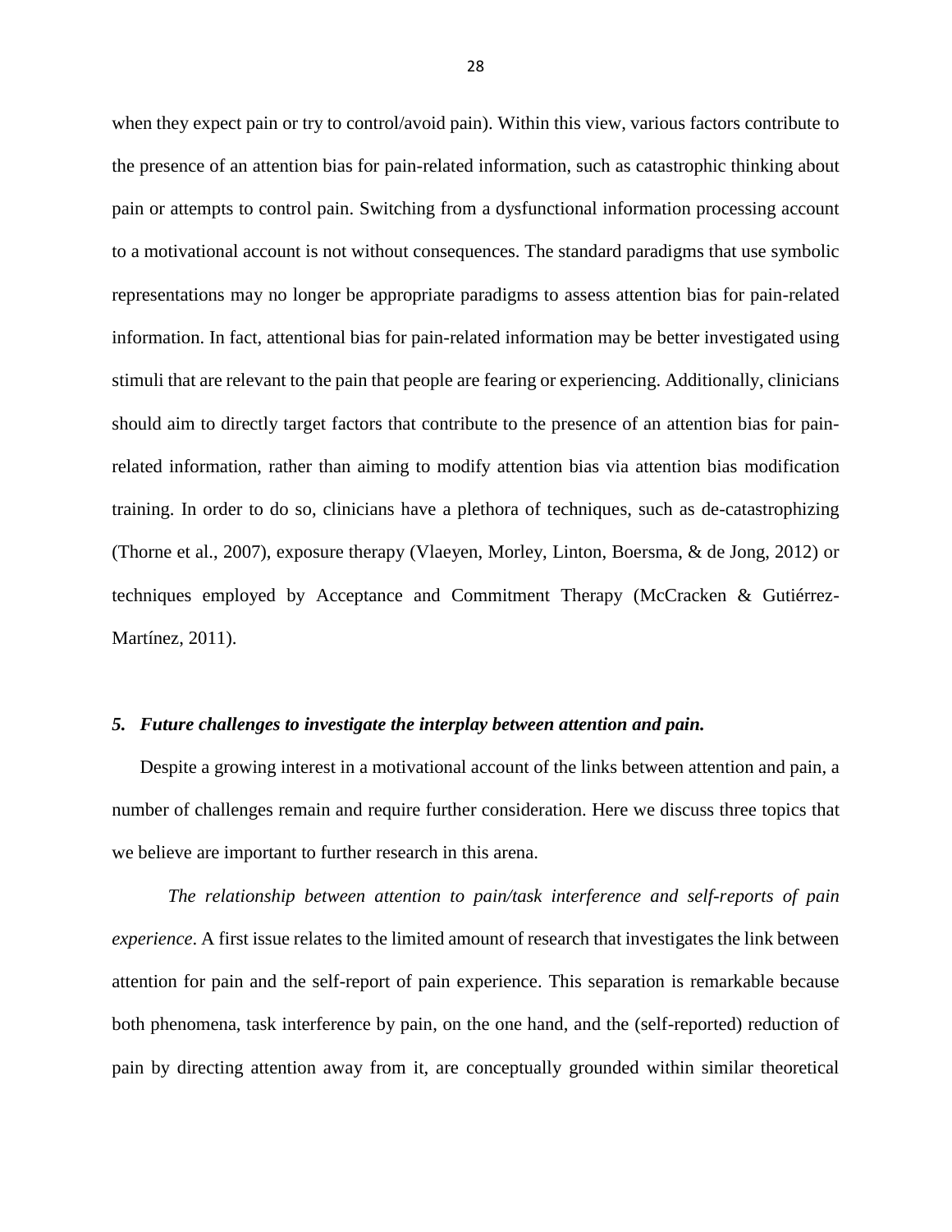when they expect pain or try to control/avoid pain). Within this view, various factors contribute to the presence of an attention bias for pain-related information, such as catastrophic thinking about pain or attempts to control pain. Switching from a dysfunctional information processing account to a motivational account is not without consequences. The standard paradigms that use symbolic representations may no longer be appropriate paradigms to assess attention bias for pain-related information. In fact, attentional bias for pain-related information may be better investigated using stimuli that are relevant to the pain that people are fearing or experiencing. Additionally, clinicians should aim to directly target factors that contribute to the presence of an attention bias for pain-related information, rather than aiming to modify attention bias via attention bias modification training. In order to do so, clinicians have a plethora of techniques, such as de-catastrophizing (Thorne et al., 2007), exposure therapy (Vlaeyen, Morley, Linton, Boersma, & de Jong, 2012) or techniques employed by Acceptance and Commitment Therapy (McCracken & Gutiérrez-Martínez, 2011).

## *5. Future challenges to investigate the interplay between attention and pain.*

Despite a growing interest in a motivational account of the links between attention and pain, a number of challenges remain and require further consideration. Here we discuss three topics that we believe are important to further research in this arena.

*The relationship between attention to pain/task interference and self-reports of pain experience*. A first issue relates to the limited amount of research that investigates the link between attention for pain and the self-report of pain experience. This separation is remarkable because both phenomena, task interference by pain, on the one hand, and the (self-reported) reduction of pain by directing attention away from it, are conceptually grounded within similar theoretical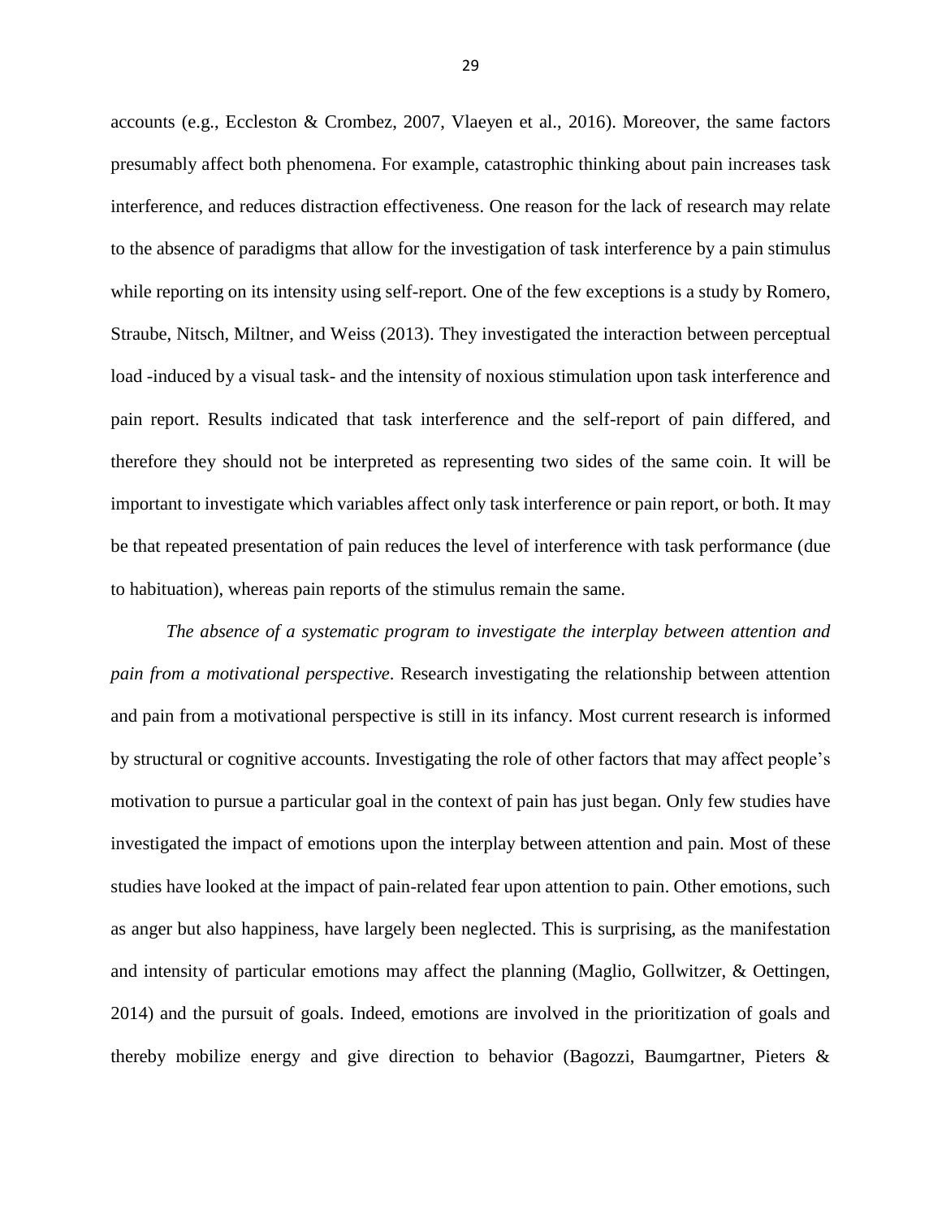accounts (e.g., Eccleston & Crombez, 2007, Vlaeyen et al., 2016). Moreover, the same factors presumably affect both phenomena. For example, catastrophic thinking about pain increases task interference, and reduces distraction effectiveness. One reason for the lack of research may relate to the absence of paradigms that allow for the investigation of task interference by a pain stimulus while reporting on its intensity using self-report. One of the few exceptions is a study by Romero, Straube, Nitsch, Miltner, and Weiss (2013). They investigated the interaction between perceptual load -induced by a visual task- and the intensity of noxious stimulation upon task interference and pain report. Results indicated that task interference and the self-report of pain differed, and therefore they should not be interpreted as representing two sides of the same coin. It will be important to investigate which variables affect only task interference or pain report, or both. It may be that repeated presentation of pain reduces the level of interference with task performance (due to habituation), whereas pain reports of the stimulus remain the same.

*The absence of a systematic program to investigate the interplay between attention and pain from a motivational perspective*. Research investigating the relationship between attention and pain from a motivational perspective is still in its infancy. Most current research is informed by structural or cognitive accounts. Investigating the role of other factors that may affect people's motivation to pursue a particular goal in the context of pain has just began. Only few studies have investigated the impact of emotions upon the interplay between attention and pain. Most of these studies have looked at the impact of pain-related fear upon attention to pain. Other emotions, such as anger but also happiness, have largely been neglected. This is surprising, as the manifestation and intensity of particular emotions may affect the planning (Maglio, Gollwitzer, & Oettingen, 2014) and the pursuit of goals. Indeed, emotions are involved in the prioritization of goals and thereby mobilize energy and give direction to behavior (Bagozzi, Baumgartner, Pieters &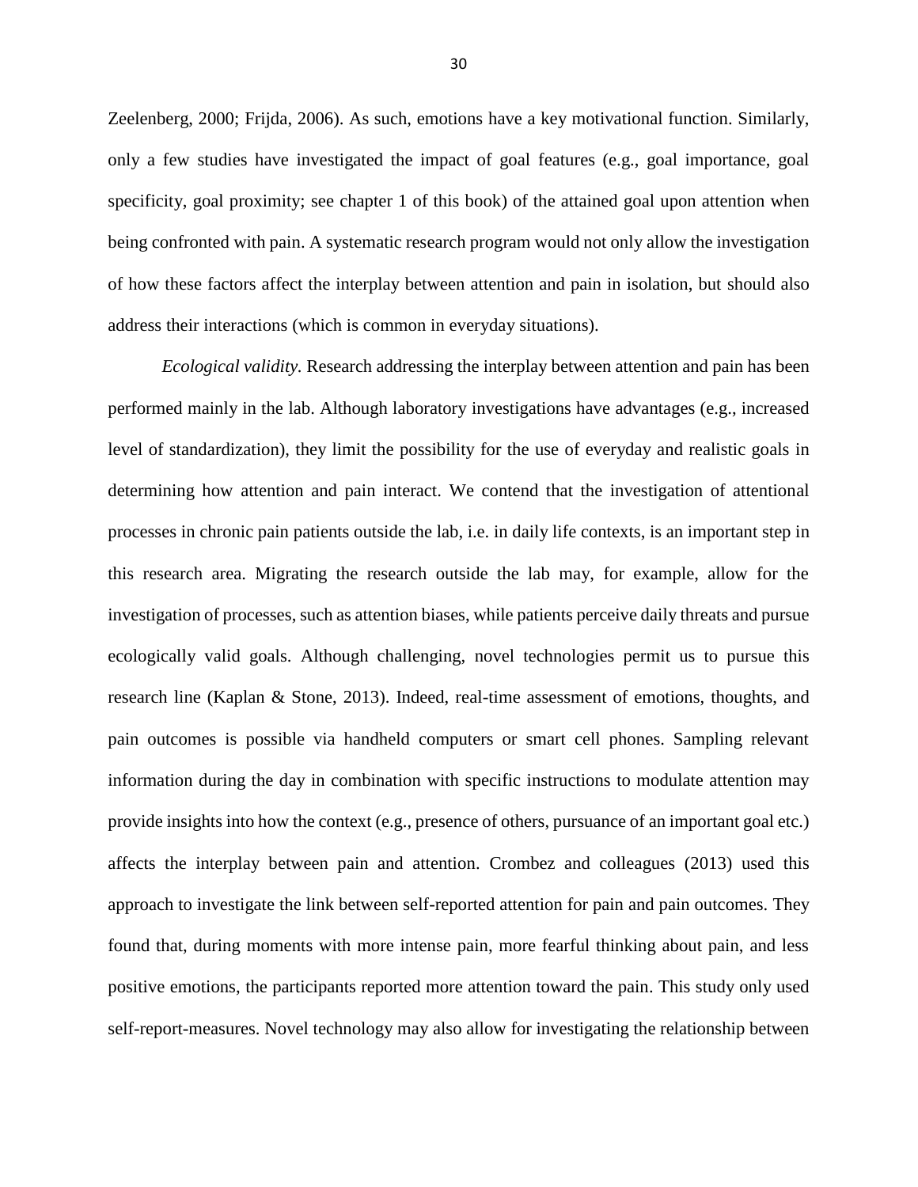Zeelenberg, 2000; Frijda, 2006). As such, emotions have a key motivational function. Similarly, only a few studies have investigated the impact of goal features (e.g., goal importance, goal specificity, goal proximity; see chapter 1 of this book) of the attained goal upon attention when being confronted with pain. A systematic research program would not only allow the investigation of how these factors affect the interplay between attention and pain in isolation, but should also address their interactions (which is common in everyday situations).

*Ecological validity.* Research addressing the interplay between attention and pain has been performed mainly in the lab. Although laboratory investigations have advantages (e.g., increased level of standardization), they limit the possibility for the use of everyday and realistic goals in determining how attention and pain interact. We contend that the investigation of attentional processes in chronic pain patients outside the lab, i.e. in daily life contexts, is an important step in this research area. Migrating the research outside the lab may, for example, allow for the investigation of processes, such as attention biases, while patients perceive daily threats and pursue ecologically valid goals. Although challenging, novel technologies permit us to pursue this research line (Kaplan & Stone, 2013). Indeed, real-time assessment of emotions, thoughts, and pain outcomes is possible via handheld computers or smart cell phones. Sampling relevant information during the day in combination with specific instructions to modulate attention may provide insights into how the context (e.g., presence of others, pursuance of an important goal etc.) affects the interplay between pain and attention. Crombez and colleagues (2013) used this approach to investigate the link between self-reported attention for pain and pain outcomes. They found that, during moments with more intense pain, more fearful thinking about pain, and less positive emotions, the participants reported more attention toward the pain. This study only used self-report-measures. Novel technology may also allow for investigating the relationship between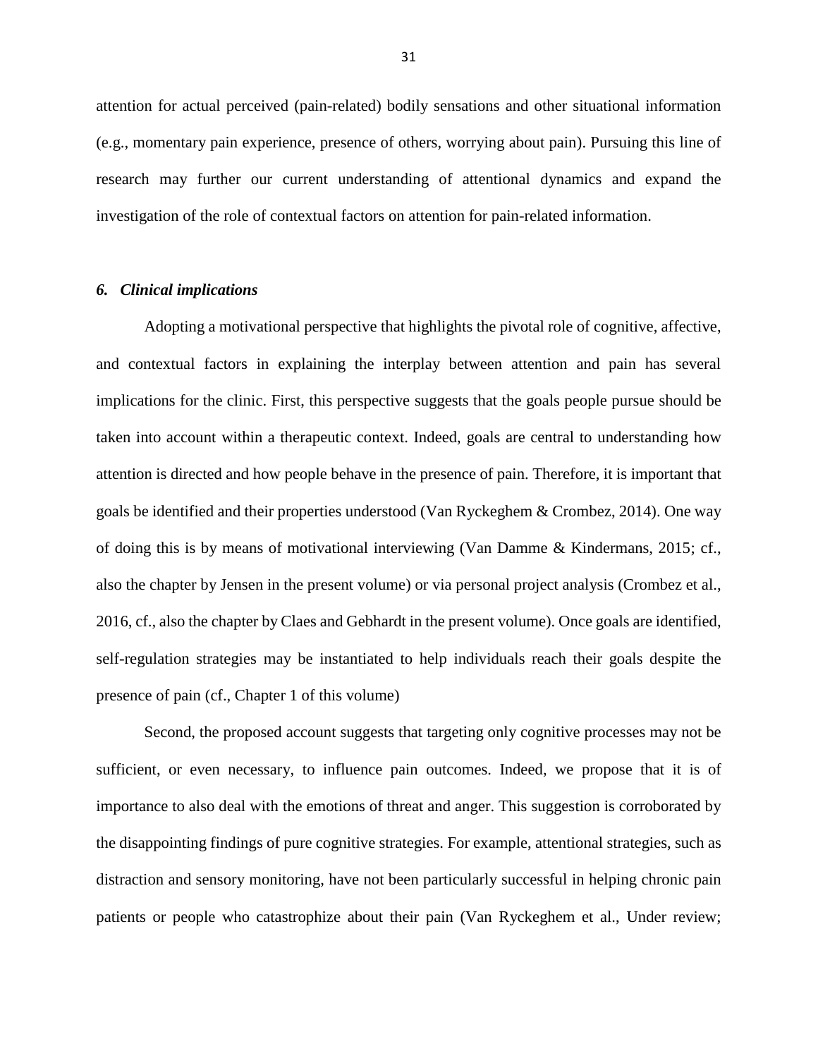attention for actual perceived (pain-related) bodily sensations and other situational information (e.g., momentary pain experience, presence of others, worrying about pain). Pursuing this line of research may further our current understanding of attentional dynamics and expand the investigation of the role of contextual factors on attention for pain-related information.

### *6. Clinical implications*

Adopting a motivational perspective that highlights the pivotal role of cognitive, affective, and contextual factors in explaining the interplay between attention and pain has several implications for the clinic. First, this perspective suggests that the goals people pursue should be taken into account within a therapeutic context. Indeed, goals are central to understanding how attention is directed and how people behave in the presence of pain. Therefore, it is important that goals be identified and their properties understood (Van Ryckeghem & Crombez, 2014). One way of doing this is by means of motivational interviewing (Van Damme & Kindermans, 2015; cf., also the chapter by Jensen in the present volume) or via personal project analysis (Crombez et al., 2016, cf., also the chapter by Claes and Gebhardt in the present volume). Once goals are identified, self-regulation strategies may be instantiated to help individuals reach their goals despite the presence of pain (cf., Chapter 1 of this volume)

Second, the proposed account suggests that targeting only cognitive processes may not be sufficient, or even necessary, to influence pain outcomes. Indeed, we propose that it is of importance to also deal with the emotions of threat and anger. This suggestion is corroborated by the disappointing findings of pure cognitive strategies. For example, attentional strategies, such as distraction and sensory monitoring, have not been particularly successful in helping chronic pain patients or people who catastrophize about their pain (Van Ryckeghem et al., Under review;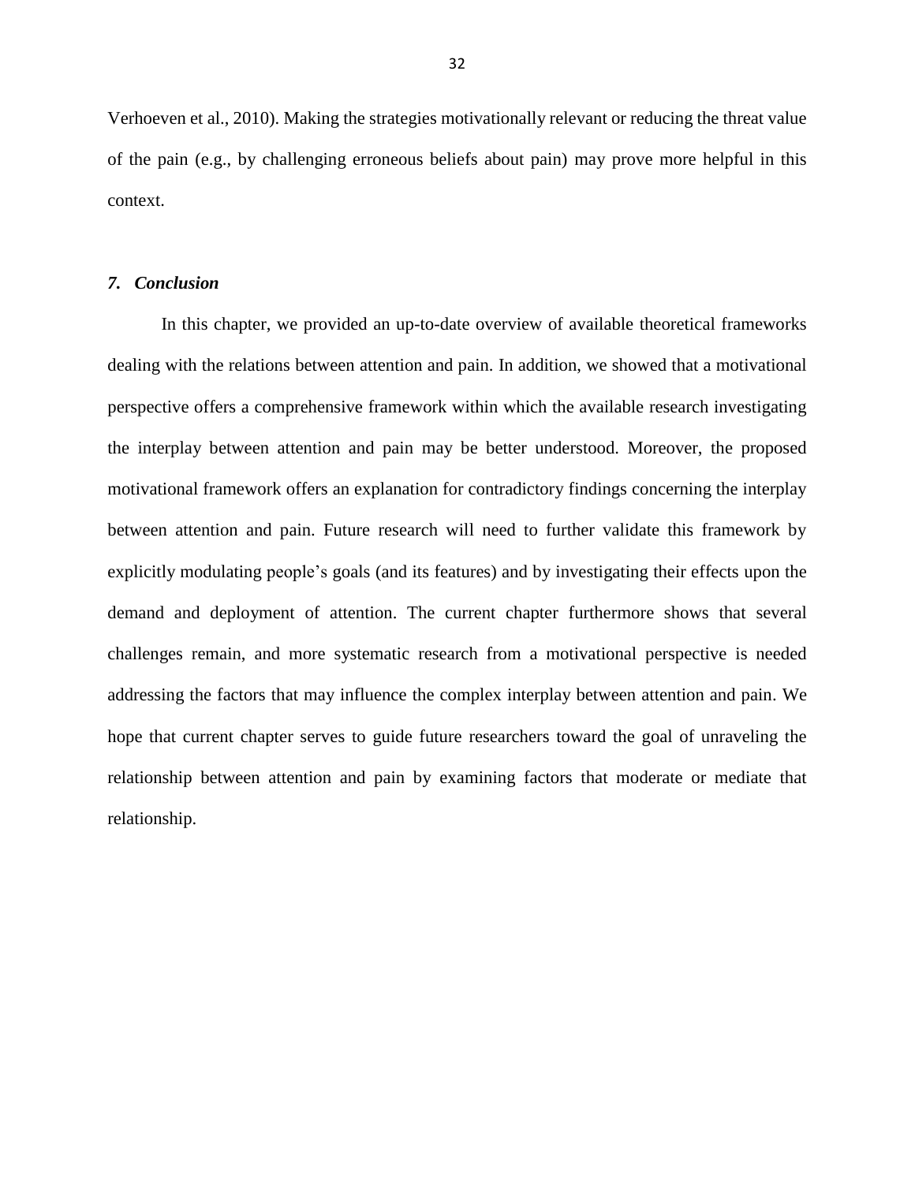Verhoeven et al., 2010). Making the strategies motivationally relevant or reducing the threat value of the pain (e.g., by challenging erroneous beliefs about pain) may prove more helpful in this context.

## *7. Conclusion*

In this chapter, we provided an up-to-date overview of available theoretical frameworks dealing with the relations between attention and pain. In addition, we showed that a motivational perspective offers a comprehensive framework within which the available research investigating the interplay between attention and pain may be better understood. Moreover, the proposed motivational framework offers an explanation for contradictory findings concerning the interplay between attention and pain. Future research will need to further validate this framework by explicitly modulating people's goals (and its features) and by investigating their effects upon the demand and deployment of attention. The current chapter furthermore shows that several challenges remain, and more systematic research from a motivational perspective is needed addressing the factors that may influence the complex interplay between attention and pain. We hope that current chapter serves to guide future researchers toward the goal of unraveling the relationship between attention and pain by examining factors that moderate or mediate that relationship.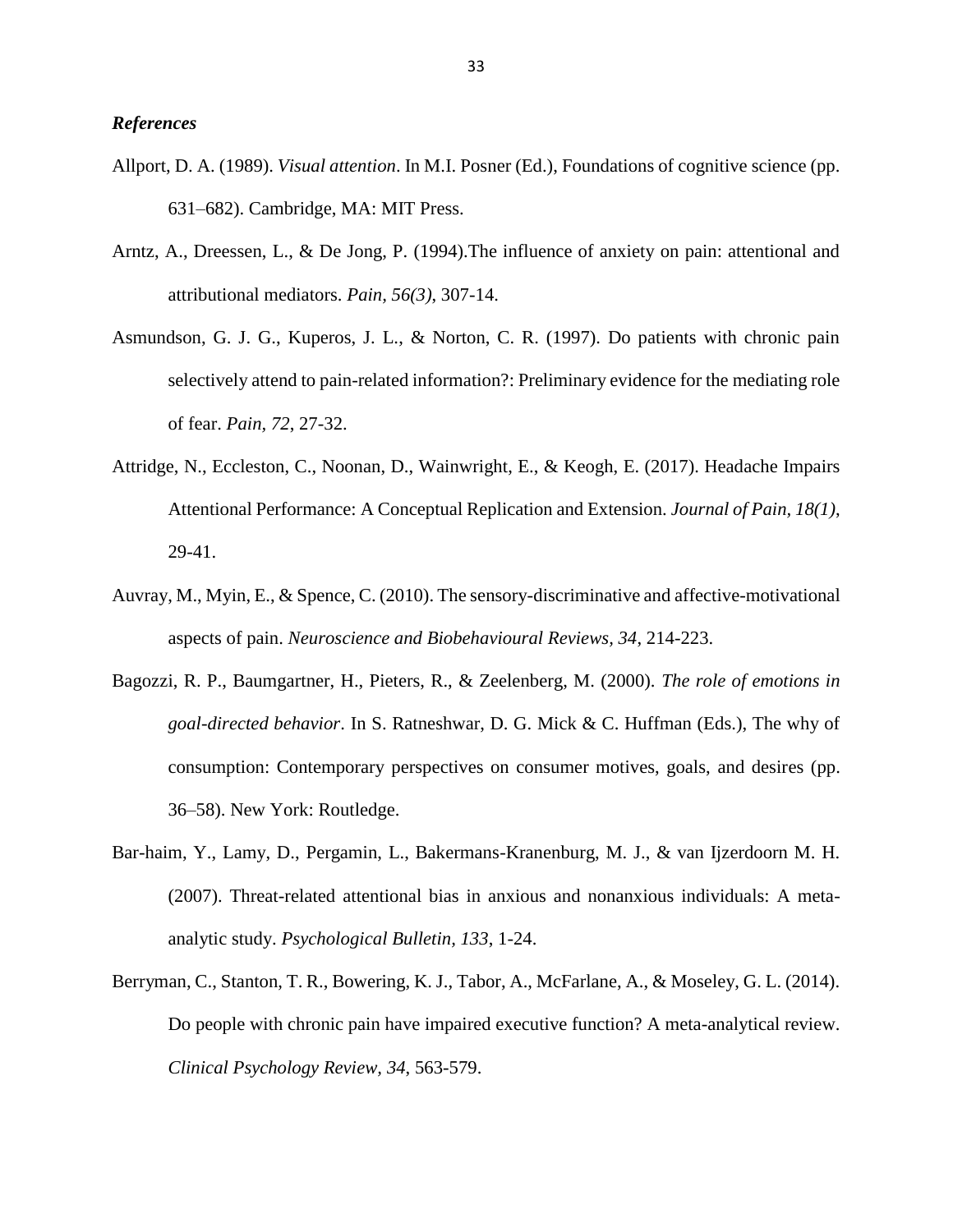***References***

Allport, D. A. (1989). *Visual attention*. In M.I. Posner (Ed.), Foundations of cognitive science (pp. 631–682). Cambridge, MA: MIT Press.

Arntz, A., Dreessen, L., & De Jong, P. (1994).The influence of anxiety on pain: attentional and attributional mediators. *Pain, 56(3)*, 307-14.

Asmundson, G. J. G., Kuperos, J. L., & Norton, C. R. (1997). Do patients with chronic pain selectively attend to pain-related information?: Preliminary evidence for the mediating role of fear. *Pain, 72*, 27-32.

Attridge, N., Eccleston, C., Noonan, D., Wainwright, E., & Keogh, E. (2017). Headache Impairs Attentional Performance: A Conceptual Replication and Extension. *Journal of Pain, 18(1)*, 29-41.

Auvray, M., Myin, E., & Spence, C. (2010). The sensory-discriminative and affective-motivational aspects of pain. *Neuroscience and Biobehavioural Reviews, 34*, 214-223.

Bagozzi, R. P., Baumgartner, H., Pieters, R., & Zeelenberg, M. (2000). *The role of emotions in goal-directed behavior*. In S. Ratneshwar, D. G. Mick & C. Huffman (Eds.), The why of consumption: Contemporary perspectives on consumer motives, goals, and desires (pp. 36–58). New York: Routledge.

Bar-haim, Y., Lamy, D., Pergamin, L., Bakermans-Kranenburg, M. J., & van Ijzerdoorn M. H. (2007). Threat-related attentional bias in anxious and nonanxious individuals: A meta-analytic study. *Psychological Bulletin, 133*, 1-24.

Berryman, C., Stanton, T. R., Bowering, K. J., Tabor, A., McFarlane, A., & Moseley, G. L. (2014). Do people with chronic pain have impaired executive function? A meta-analytical review. *Clinical Psychology Review, 34*, 563-579.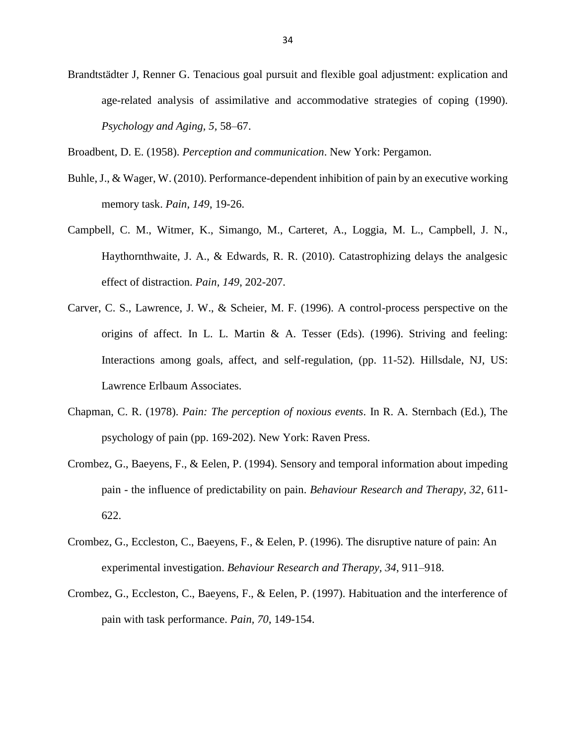Brandtstädter J, Renner G. Tenacious goal pursuit and flexible goal adjustment: explication and age-related analysis of assimilative and accommodative strategies of coping (1990). *Psychology and Aging*, *5,* 58–67.

Broadbent, D. E. (1958). *Perception and communication*. New York: Pergamon.

Buhle, J., & Wager, W. (2010). Performance-dependent inhibition of pain by an executive working memory task. *Pain, 149*, 19-26.

Campbell, C. M., Witmer, K., Simango, M., Carteret, A., Loggia, M. L., Campbell, J. N., Haythornthwaite, J. A., & Edwards, R. R. (2010). Catastrophizing delays the analgesic effect of distraction. *Pain, 149*, 202-207.

Carver, C. S., Lawrence, J. W., & Scheier, M. F. (1996). A control-process perspective on the origins of affect. In L. L. Martin & A. Tesser (Eds). (1996). Striving and feeling: Interactions among goals, affect, and self-regulation, (pp. 11-52). Hillsdale, NJ, US: Lawrence Erlbaum Associates.

Chapman, C. R. (1978). *Pain: The perception of noxious events*. In R. A. Sternbach (Ed.), The psychology of pain (pp. 169-202). New York: Raven Press.

Crombez, G., Baeyens, F., & Eelen, P. (1994). Sensory and temporal information about impeding pain - the influence of predictability on pain. *Behaviour Research and Therapy, 32*, 611-622.

Crombez, G., Eccleston, C., Baeyens, F., & Eelen, P. (1996). The disruptive nature of pain: An experimental investigation. *Behaviour Research and Therapy, 34*, 911–918.

Crombez, G., Eccleston, C., Baeyens, F., & Eelen, P. (1997). Habituation and the interference of pain with task performance. *Pain, 70*, 149-154.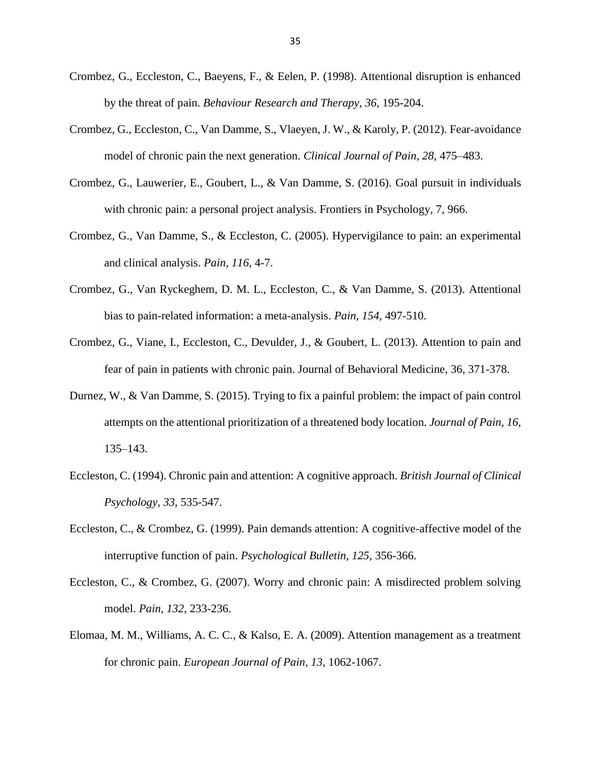Crombez, G., Eccleston, C., Baeyens, F., & Eelen, P. (1998). Attentional disruption is enhanced by the threat of pain. *Behaviour Research and Therapy, 36*, 195-204.

Crombez, G., Eccleston, C., Van Damme, S., Vlaeyen, J. W., & Karoly, P. (2012). Fear-avoidance model of chronic pain the next generation. *Clinical Journal of Pain, 28,* 475–483.

Crombez, G., Lauwerier, E., Goubert, L., & Van Damme, S. (2016). Goal pursuit in individuals with chronic pain: a personal project analysis. Frontiers in Psychology, 7, 966.

Crombez, G., Van Damme, S., & Eccleston, C. (2005). Hypervigilance to pain: an experimental and clinical analysis. *Pain, 116*, 4-7.

Crombez, G., Van Ryckeghem, D. M. L., Eccleston, C., & Van Damme, S. (2013). Attentional bias to pain-related information: a meta-analysis. *Pain*, *154*, 497-510.

Crombez, G., Viane, I., Eccleston, C., Devulder, J., & Goubert, L. (2013). Attention to pain and fear of pain in patients with chronic pain. Journal of Behavioral Medicine, 36, 371-378.

Durnez, W., & Van Damme, S. (2015). Trying to fix a painful problem: the impact of pain control attempts on the attentional prioritization of a threatened body location. *Journal of Pain, 16,* 135–143.

Eccleston, C. (1994). Chronic pain and attention: A cognitive approach. *British Journal of Clinical Psychology, 33*, 535-547.

Eccleston, C., & Crombez, G. (1999). Pain demands attention: A cognitive-affective model of the interruptive function of pain. *Psychological Bulletin, 125*, 356-366.

Eccleston, C., & Crombez, G. (2007). Worry and chronic pain: A misdirected problem solving model. *Pain, 132*, 233-236.

Elomaa, M. M., Williams, A. C. C., & Kalso, E. A. (2009). Attention management as a treatment for chronic pain. *European Journal of Pain, 13*, 1062-1067.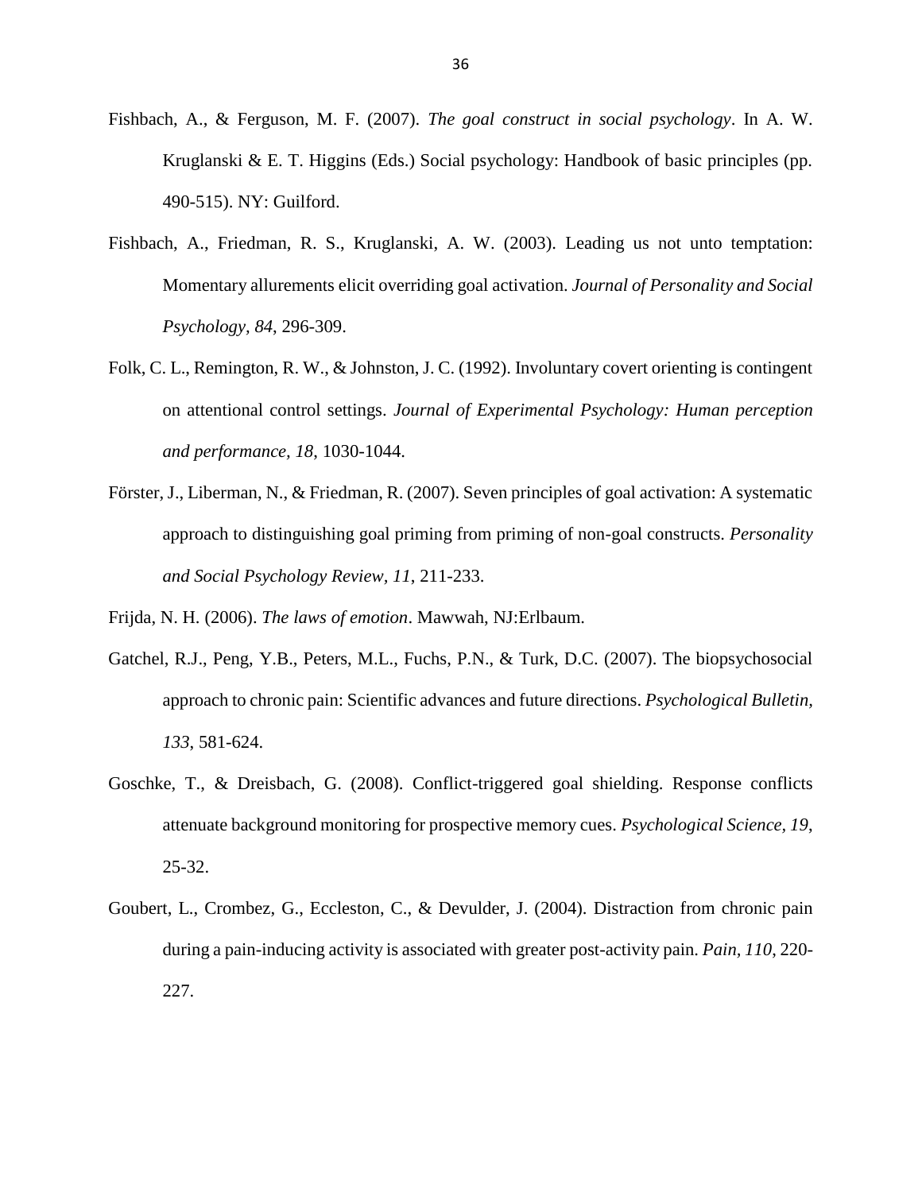Fishbach, A., & Ferguson, M. F. (2007). *The goal construct in social psychology*. In A. W. Kruglanski & E. T. Higgins (Eds.) Social psychology: Handbook of basic principles (pp. 490-515). NY: Guilford.

Fishbach, A., Friedman, R. S., Kruglanski, A. W. (2003). Leading us not unto temptation: Momentary allurements elicit overriding goal activation. *Journal of Personality and Social Psychology, 84*, 296-309.

Folk, C. L., Remington, R. W., & Johnston, J. C. (1992). Involuntary covert orienting is contingent on attentional control settings. *Journal of Experimental Psychology: Human perception and performance, 18*, 1030-1044.

Förster, J., Liberman, N., & Friedman, R. (2007). Seven principles of goal activation: A systematic approach to distinguishing goal priming from priming of non-goal constructs. *Personality and Social Psychology Review, 11*, 211-233.

Frijda, N. H. (2006). *The laws of emotion*. Mawwah, NJ:Erlbaum.

Gatchel, R.J., Peng, Y.B., Peters, M.L., Fuchs, P.N., & Turk, D.C. (2007). The biopsychosocial approach to chronic pain: Scientific advances and future directions. *Psychological Bulletin, 133*, 581-624.

Goschke, T., & Dreisbach, G. (2008). Conflict-triggered goal shielding. Response conflicts attenuate background monitoring for prospective memory cues. *Psychological Science, 19*, 25-32.

Goubert, L., Crombez, G., Eccleston, C., & Devulder, J. (2004). Distraction from chronic pain during a pain-inducing activity is associated with greater post-activity pain. *Pain, 110*, 220-227.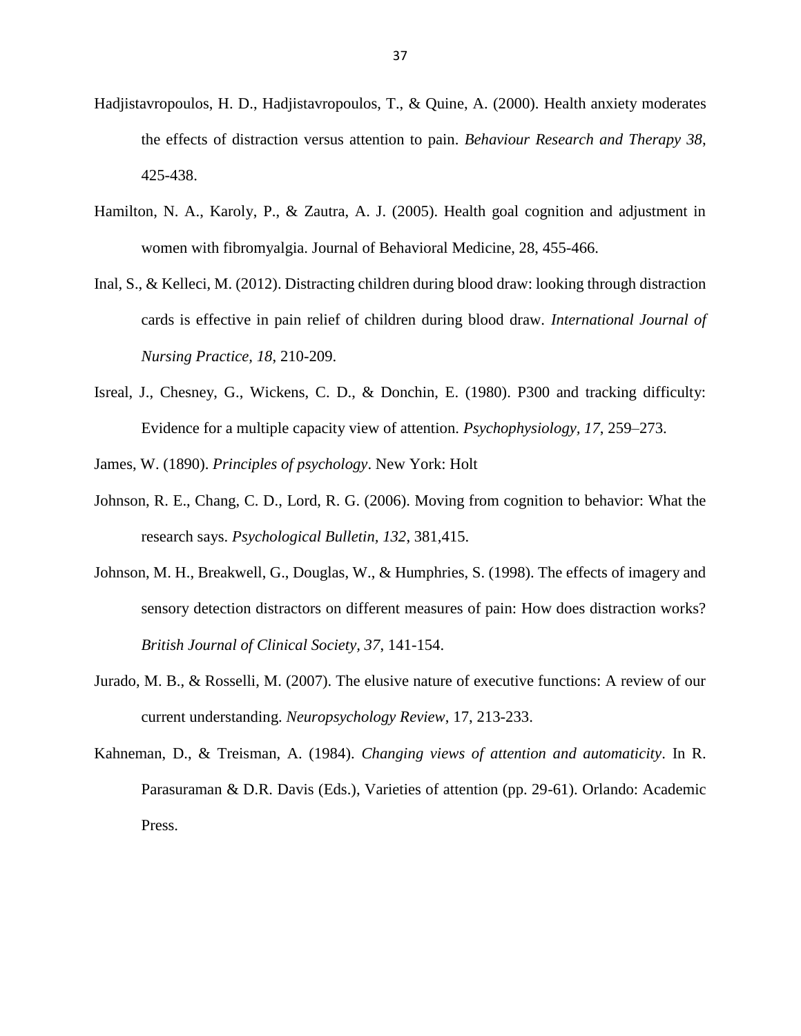Hadjistavropoulos, H. D., Hadjistavropoulos, T., & Quine, A. (2000). Health anxiety moderates the effects of distraction versus attention to pain. *Behaviour Research and Therapy 38*, 425-438.

Hamilton, N. A., Karoly, P., & Zautra, A. J. (2005). Health goal cognition and adjustment in women with fibromyalgia. Journal of Behavioral Medicine, 28, 455-466.

Inal, S., & Kelleci, M. (2012). Distracting children during blood draw: looking through distraction cards is effective in pain relief of children during blood draw. *International Journal of Nursing Practice, 18*, 210-209.

Isreal, J., Chesney, G., Wickens, C. D., & Donchin, E. (1980). P300 and tracking difficulty: Evidence for a multiple capacity view of attention. *Psychophysiology, 17*, 259–273.

James, W. (1890). *Principles of psychology*. New York: Holt

Johnson, R. E., Chang, C. D., Lord, R. G. (2006). Moving from cognition to behavior: What the research says. *Psychological Bulletin, 132*, 381,415.

Johnson, M. H., Breakwell, G., Douglas, W., & Humphries, S. (1998). The effects of imagery and sensory detection distractors on different measures of pain: How does distraction works? *British Journal of Clinical Society, 37*, 141-154.

Jurado, M. B., & Rosselli, M. (2007). The elusive nature of executive functions: A review of our current understanding. *Neuropsychology Review*, 17, 213-233.

Kahneman, D., & Treisman, A. (1984). *Changing views of attention and automaticity*. In R. Parasuraman & D.R. Davis (Eds.), Varieties of attention (pp. 29-61). Orlando: Academic Press.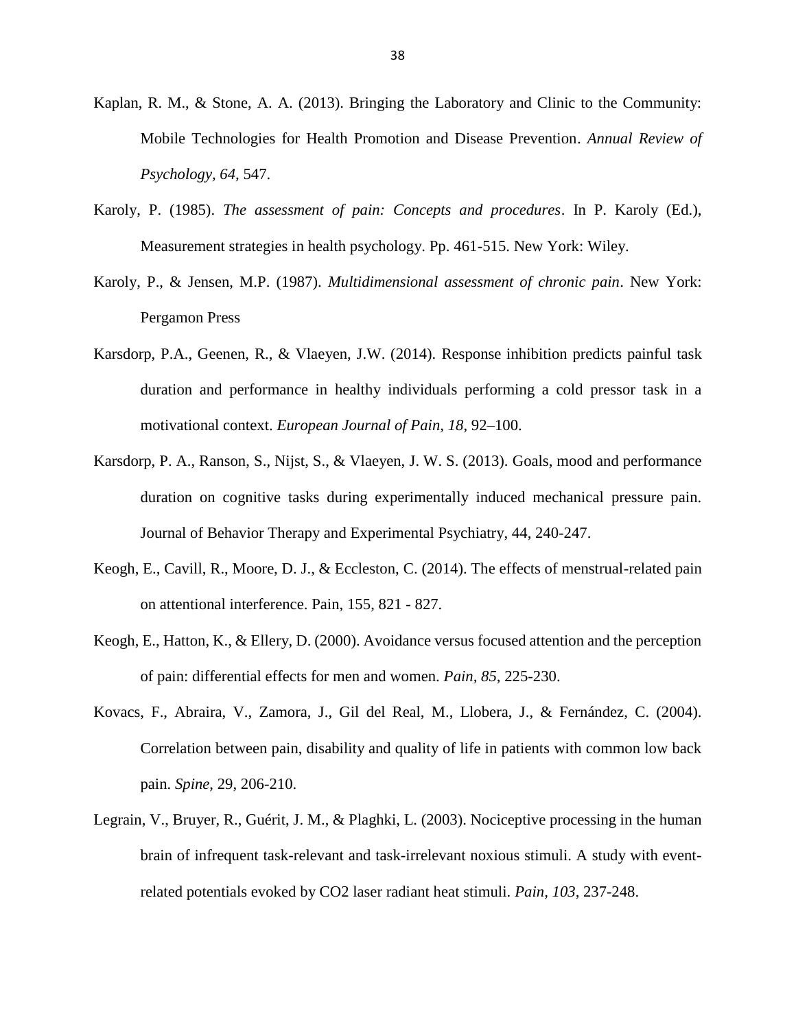Kaplan, R. M., & Stone, A. A. (2013). Bringing the Laboratory and Clinic to the Community: Mobile Technologies for Health Promotion and Disease Prevention. *Annual Review of Psychology*, *64*, 547.

Karoly, P. (1985). *The assessment of pain: Concepts and procedures*. In P. Karoly (Ed.), Measurement strategies in health psychology. Pp. 461-515. New York: Wiley.

Karoly, P., & Jensen, M.P. (1987). *Multidimensional assessment of chronic pain*. New York: Pergamon Press

Karsdorp, P.A., Geenen, R., & Vlaeyen, J.W. (2014). Response inhibition predicts painful task duration and performance in healthy individuals performing a cold pressor task in a motivational context. *European Journal of Pain, 18*, 92–100.

Karsdorp, P. A., Ranson, S., Nijst, S., & Vlaeyen, J. W. S. (2013). Goals, mood and performance duration on cognitive tasks during experimentally induced mechanical pressure pain. Journal of Behavior Therapy and Experimental Psychiatry, 44, 240-247.

Keogh, E., Cavill, R., Moore, D. J., & Eccleston, C. (2014). The effects of menstrual-related pain on attentional interference. Pain, 155, 821 - 827.

Keogh, E., Hatton, K., & Ellery, D. (2000). Avoidance versus focused attention and the perception of pain: differential effects for men and women. *Pain, 85*, 225-230.

Kovacs, F., Abraira, V., Zamora, J., Gil del Real, M., Llobera, J., & Fernández, C. (2004). Correlation between pain, disability and quality of life in patients with common low back pain. *Spine*, 29, 206-210.

Legrain, V., Bruyer, R., Guérit, J. M., & Plaghki, L. (2003). Nociceptive processing in the human brain of infrequent task-relevant and task-irrelevant noxious stimuli. A study with event-related potentials evoked by CO2 laser radiant heat stimuli. *Pain, 103*, 237-248.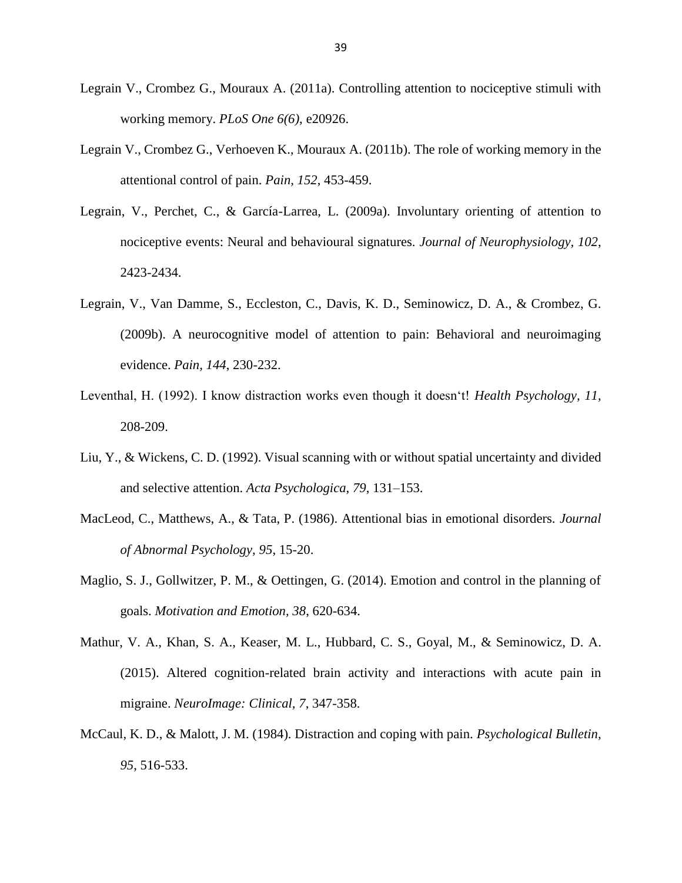Legrain V., Crombez G., Mouraux A. (2011a). Controlling attention to nociceptive stimuli with working memory. *PLoS One 6(6)*, e20926.

Legrain V., Crombez G., Verhoeven K., Mouraux A. (2011b). The role of working memory in the attentional control of pain. *Pain, 152*, 453-459.

Legrain, V., Perchet, C., & García-Larrea, L. (2009a). Involuntary orienting of attention to nociceptive events: Neural and behavioural signatures. *Journal of Neurophysiology, 102*, 2423-2434.

Legrain, V., Van Damme, S., Eccleston, C., Davis, K. D., Seminowicz, D. A., & Crombez, G. (2009b). A neurocognitive model of attention to pain: Behavioral and neuroimaging evidence. *Pain, 144*, 230-232.

Leventhal, H. (1992). I know distraction works even though it doesn't! *Health Psychology, 11*, 208-209.

Liu, Y., & Wickens, C. D. (1992). Visual scanning with or without spatial uncertainty and divided and selective attention. *Acta Psychologica, 79*, 131–153.

MacLeod, C., Matthews, A., & Tata, P. (1986). Attentional bias in emotional disorders. *Journal of Abnormal Psychology, 95*, 15-20.

Maglio, S. J., Gollwitzer, P. M., & Oettingen, G. (2014). Emotion and control in the planning of goals. *Motivation and Emotion, 38*, 620-634.

Mathur, V. A., Khan, S. A., Keaser, M. L., Hubbard, C. S., Goyal, M., & Seminowicz, D. A. (2015). Altered cognition-related brain activity and interactions with acute pain in migraine. *NeuroImage: Clinical, 7*, 347-358.

McCaul, K. D., & Malott, J. M. (1984). Distraction and coping with pain. *Psychological Bulletin, 95*, 516-533.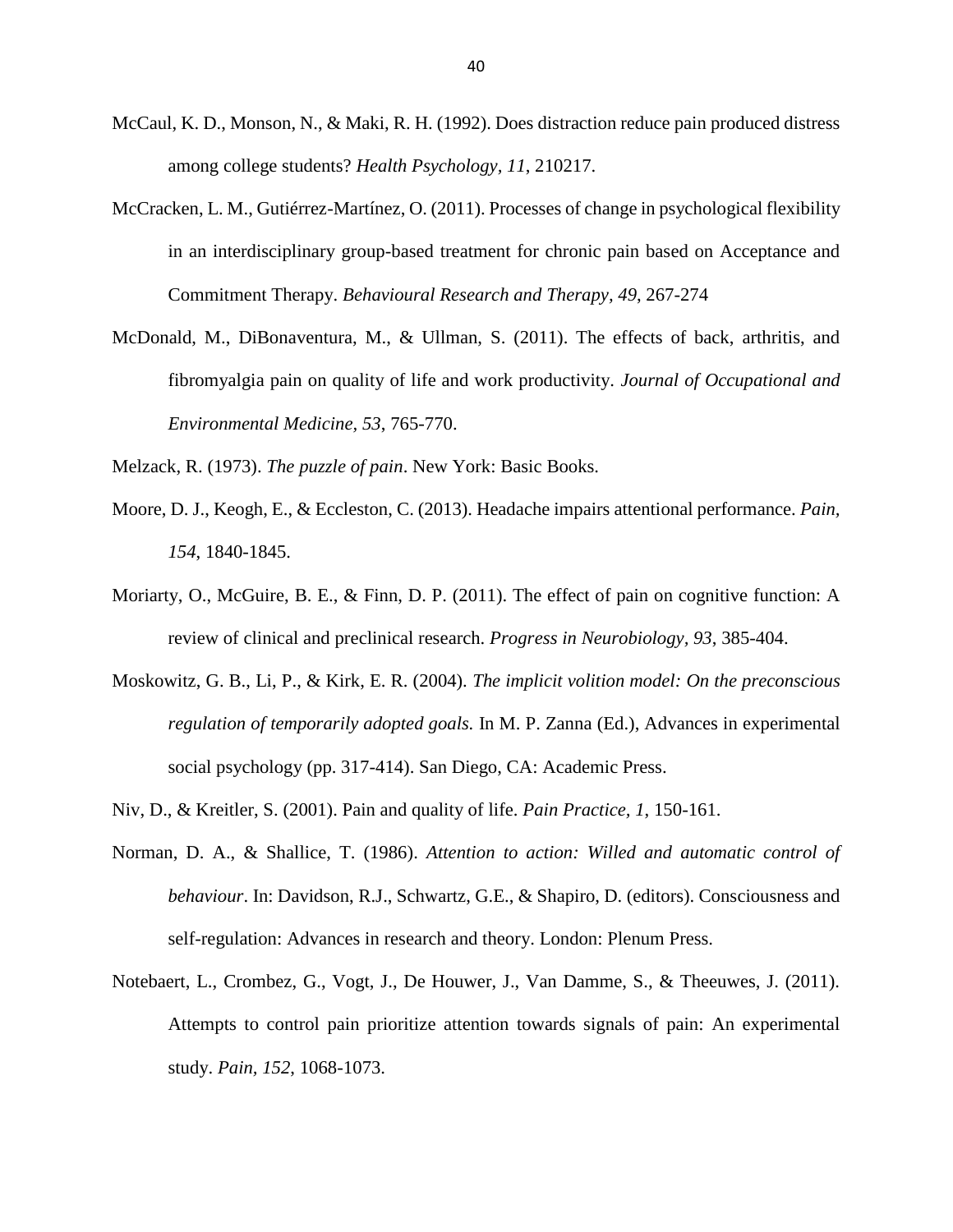McCaul, K. D., Monson, N., & Maki, R. H. (1992). Does distraction reduce pain produced distress among college students? *Health Psychology, 11*, 210217.

McCracken, L. M., Gutiérrez-Martínez, O. (2011). Processes of change in psychological flexibility in an interdisciplinary group-based treatment for chronic pain based on Acceptance and Commitment Therapy. *Behavioural Research and Therapy, 49*, 267-274

McDonald, M., DiBonaventura, M., & Ullman, S. (2011). The effects of back, arthritis, and fibromyalgia pain on quality of life and work productivity. *Journal of Occupational and Environmental Medicine, 53*, 765-770.

Melzack, R. (1973). *The puzzle of pain*. New York: Basic Books.

Moore, D. J., Keogh, E., & Eccleston, C. (2013). Headache impairs attentional performance. *Pain, 154*, 1840-1845.

Moriarty, O., McGuire, B. E., & Finn, D. P. (2011). The effect of pain on cognitive function: A review of clinical and preclinical research. *Progress in Neurobiology, 93*, 385-404.

Moskowitz, G. B., Li, P., & Kirk, E. R. (2004). *The implicit volition model: On the preconscious regulation of temporarily adopted goals.* In M. P. Zanna (Ed.), Advances in experimental social psychology (pp. 317-414). San Diego, CA: Academic Press.

Niv, D., & Kreitler, S. (2001). Pain and quality of life. *Pain Practice, 1*, 150-161.

Norman, D. A., & Shallice, T. (1986). *Attention to action: Willed and automatic control of behaviour*. In: Davidson, R.J., Schwartz, G.E., & Shapiro, D. (editors). Consciousness and self-regulation: Advances in research and theory. London: Plenum Press.

Notebaert, L., Crombez, G., Vogt, J., De Houwer, J., Van Damme, S., & Theeuwes, J. (2011). Attempts to control pain prioritize attention towards signals of pain: An experimental study. *Pain, 152*, 1068-1073.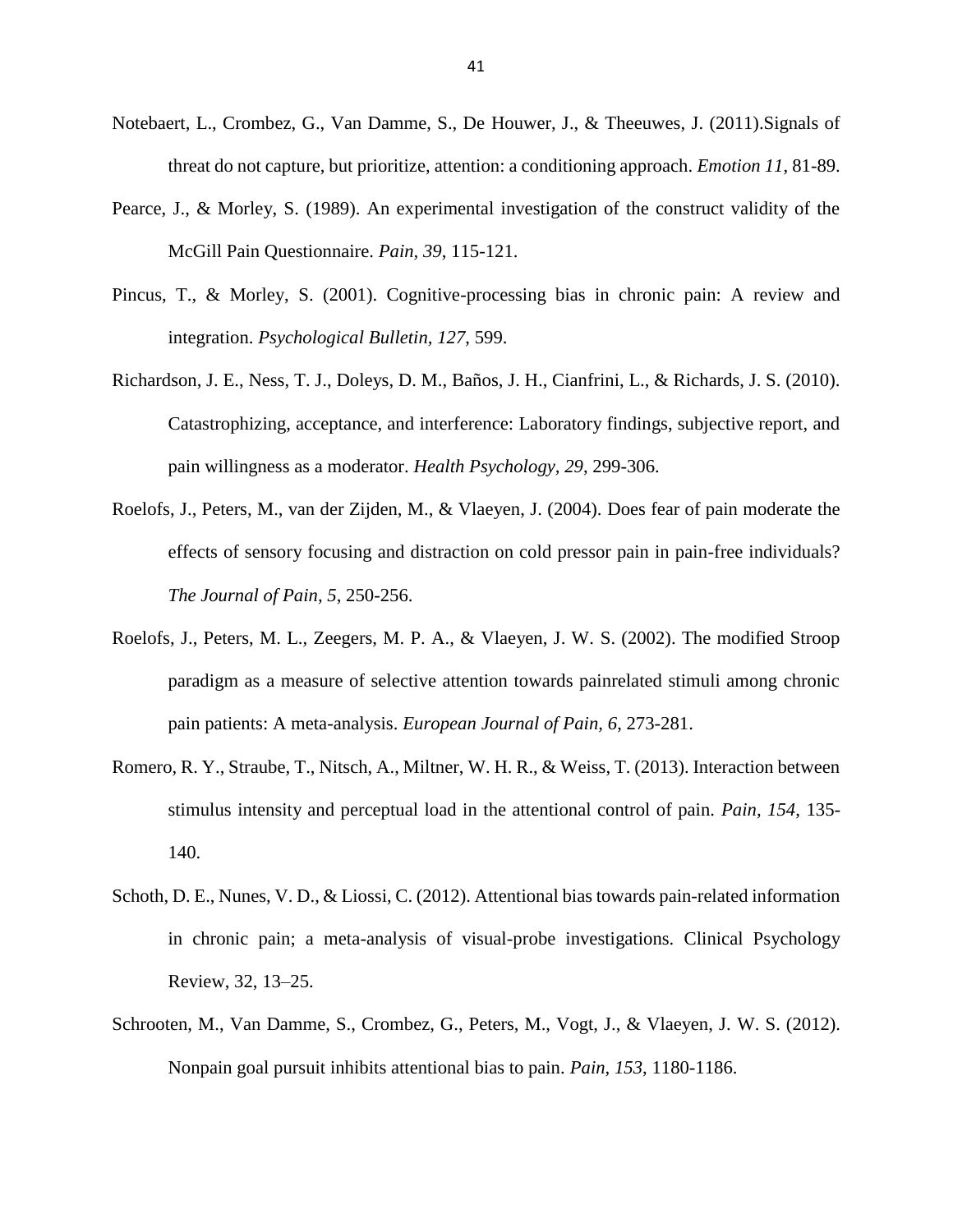Notebaert, L., Crombez, G., Van Damme, S., De Houwer, J., & Theeuwes, J. (2011).Signals of threat do not capture, but prioritize, attention: a conditioning approach. *Emotion 11*, 81-89.

Pearce, J., & Morley, S. (1989). An experimental investigation of the construct validity of the McGill Pain Questionnaire. *Pain, 39*, 115-121.

Pincus, T., & Morley, S. (2001). Cognitive-processing bias in chronic pain: A review and integration. *Psychological Bulletin, 127*, 599.

Richardson, J. E., Ness, T. J., Doleys, D. M., Baños, J. H., Cianfrini, L., & Richards, J. S. (2010). Catastrophizing, acceptance, and interference: Laboratory findings, subjective report, and pain willingness as a moderator. *Health Psychology, 29*, 299-306.

Roelofs, J., Peters, M., van der Zijden, M., & Vlaeyen, J. (2004). Does fear of pain moderate the effects of sensory focusing and distraction on cold pressor pain in pain-free individuals? *The Journal of Pain, 5*, 250-256.

Roelofs, J., Peters, M. L., Zeegers, M. P. A., & Vlaeyen, J. W. S. (2002). The modified Stroop paradigm as a measure of selective attention towards painrelated stimuli among chronic pain patients: A meta-analysis. *European Journal of Pain, 6*, 273-281.

Romero, R. Y., Straube, T., Nitsch, A., Miltner, W. H. R., & Weiss, T. (2013). Interaction between stimulus intensity and perceptual load in the attentional control of pain. *Pain, 154*, 135-140.

Schoth, D. E., Nunes, V. D., & Liossi, C. (2012). Attentional bias towards pain-related information in chronic pain; a meta-analysis of visual-probe investigations. Clinical Psychology Review, 32, 13–25.

Schrooten, M., Van Damme, S., Crombez, G., Peters, M., Vogt, J., & Vlaeyen, J. W. S. (2012). Nonpain goal pursuit inhibits attentional bias to pain. *Pain, 153*, 1180-1186.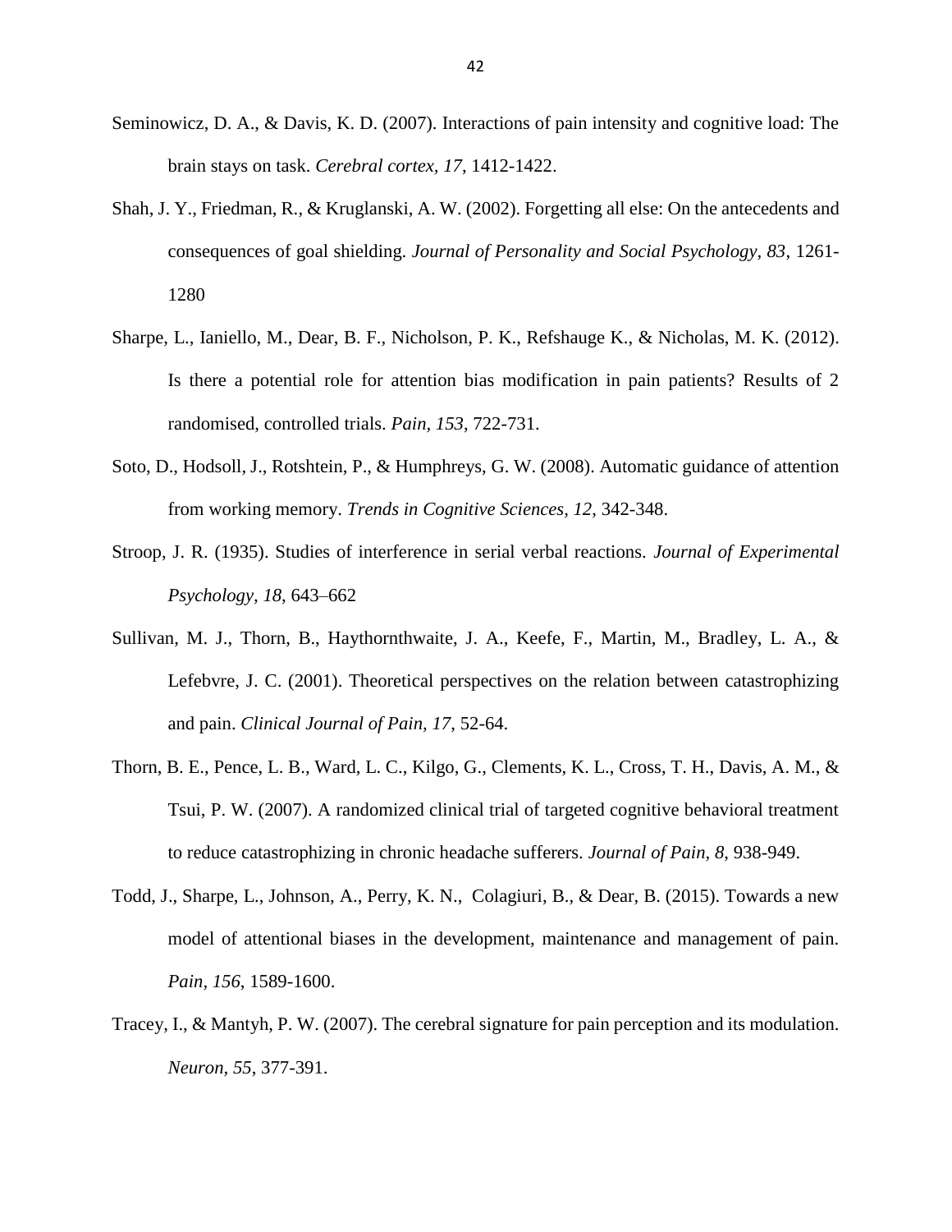Seminowicz, D. A., & Davis, K. D. (2007). Interactions of pain intensity and cognitive load: The brain stays on task. *Cerebral cortex, 17*, 1412-1422.

Shah, J. Y., Friedman, R., & Kruglanski, A. W. (2002). Forgetting all else: On the antecedents and consequences of goal shielding. *Journal of Personality and Social Psychology, 83*, 1261-1280

Sharpe, L., Ianiello, M., Dear, B. F., Nicholson, P. K., Refshauge K., & Nicholas, M. K. (2012). Is there a potential role for attention bias modification in pain patients? Results of 2 randomised, controlled trials. *Pain, 153*, 722-731.

Soto, D., Hodsoll, J., Rotshtein, P., & Humphreys, G. W. (2008). Automatic guidance of attention from working memory. *Trends in Cognitive Sciences*, *12*, 342-348.

Stroop, J. R. (1935). Studies of interference in serial verbal reactions. *Journal of Experimental Psychology, 18*, 643–662

Sullivan, M. J., Thorn, B., Haythornthwaite, J. A., Keefe, F., Martin, M., Bradley, L. A., & Lefebvre, J. C. (2001). Theoretical perspectives on the relation between catastrophizing and pain. *Clinical Journal of Pain, 17*, 52-64.

Thorn, B. E., Pence, L. B., Ward, L. C., Kilgo, G., Clements, K. L., Cross, T. H., Davis, A. M., & Tsui, P. W. (2007). A randomized clinical trial of targeted cognitive behavioral treatment to reduce catastrophizing in chronic headache sufferers. *Journal of Pain*, *8*, 938-949.

Todd, J., Sharpe, L., Johnson, A., Perry, K. N., Colagiuri, B., & Dear, B. (2015). Towards a new model of attentional biases in the development, maintenance and management of pain. *Pain*, *156*, 1589-1600.

Tracey, I., & Mantyh, P. W. (2007). The cerebral signature for pain perception and its modulation. *Neuron, 55*, 377-391.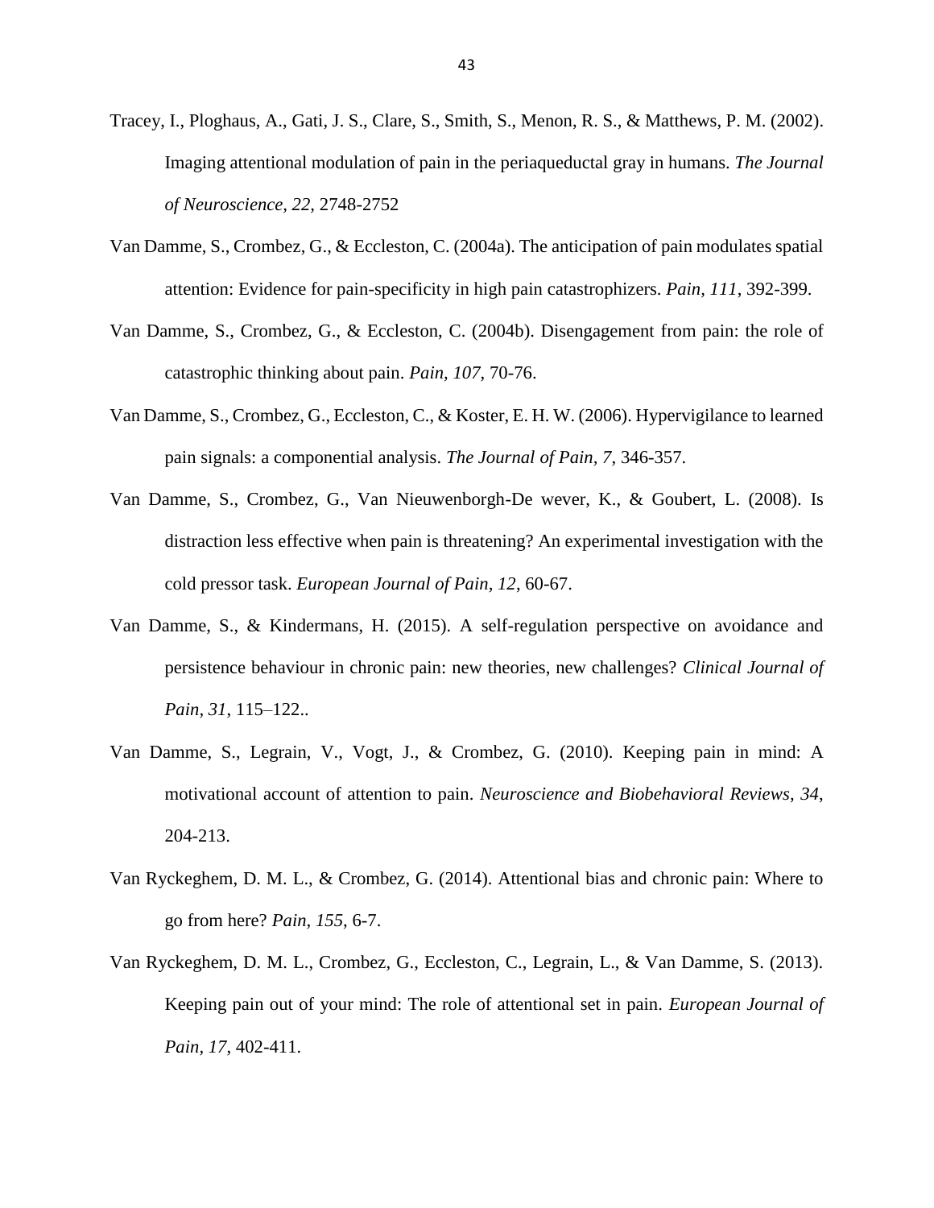Tracey, I., Ploghaus, A., Gati, J. S., Clare, S., Smith, S., Menon, R. S., & Matthews, P. M. (2002). Imaging attentional modulation of pain in the periaqueductal gray in humans. *The Journal of Neuroscience, 22,* 2748-2752

Van Damme, S., Crombez, G., & Eccleston, C. (2004a). The anticipation of pain modulates spatial attention: Evidence for pain-specificity in high pain catastrophizers. *Pain, 111*, 392-399.

Van Damme, S., Crombez, G., & Eccleston, C. (2004b). Disengagement from pain: the role of catastrophic thinking about pain. *Pain, 107*, 70-76.

Van Damme, S., Crombez, G., Eccleston, C., & Koster, E. H. W. (2006). Hypervigilance to learned pain signals: a componential analysis. *The Journal of Pain, 7*, 346-357.

Van Damme, S., Crombez, G., Van Nieuwenborgh-De wever, K., & Goubert, L. (2008). Is distraction less effective when pain is threatening? An experimental investigation with the cold pressor task. *European Journal of Pain, 12*, 60-67.

Van Damme, S., & Kindermans, H. (2015). A self-regulation perspective on avoidance and persistence behaviour in chronic pain: new theories, new challenges? *Clinical Journal of Pain, 31*, 115–122..

Van Damme, S., Legrain, V., Vogt, J., & Crombez, G. (2010). Keeping pain in mind: A motivational account of attention to pain. *Neuroscience and Biobehavioral Reviews, 34*, 204-213.

Van Ryckeghem, D. M. L., & Crombez, G. (2014). Attentional bias and chronic pain: Where to go from here? *Pain, 155*, 6-7.

Van Ryckeghem, D. M. L., Crombez, G., Eccleston, C., Legrain, L., & Van Damme, S. (2013). Keeping pain out of your mind: The role of attentional set in pain. *European Journal of Pain, 17*, 402-411.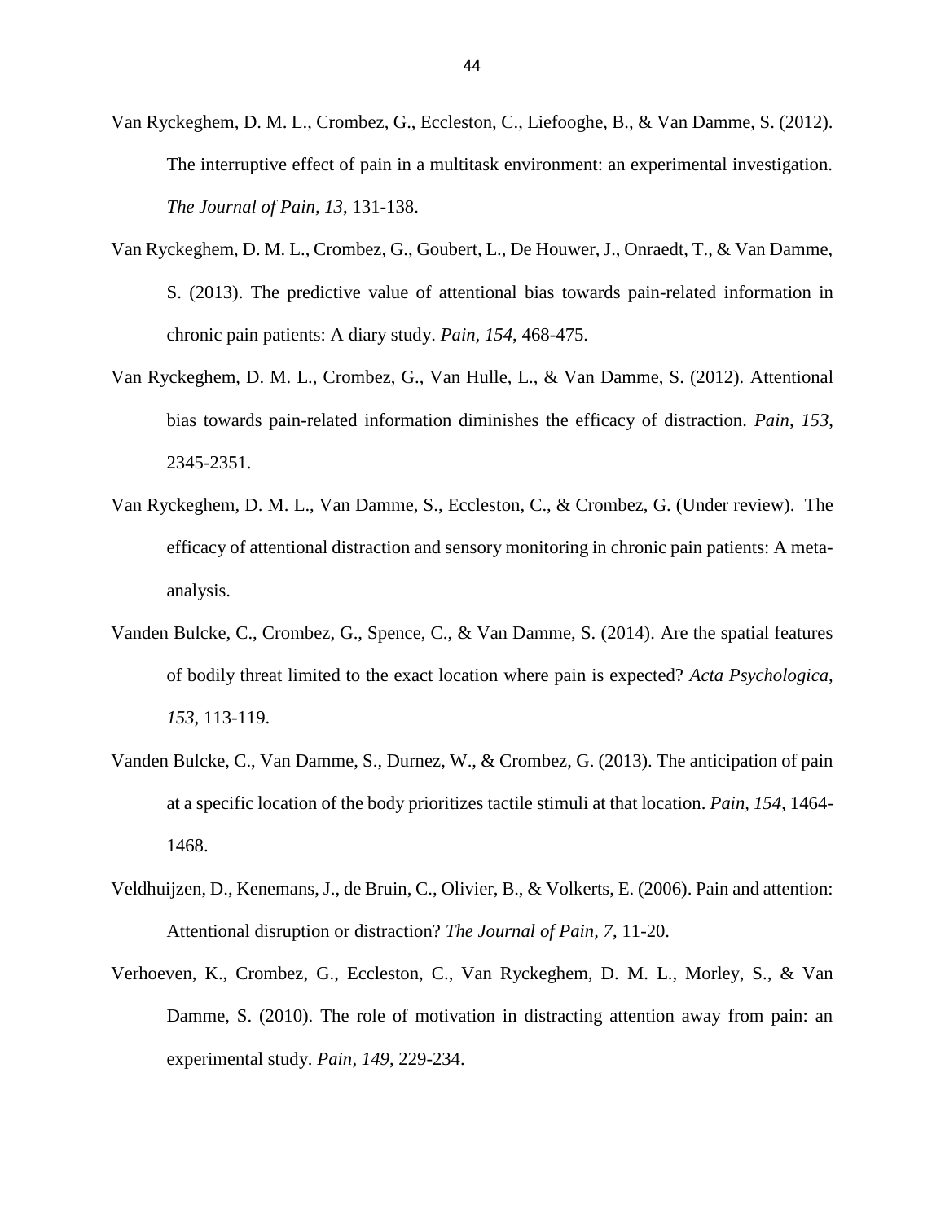Van Ryckeghem, D. M. L., Crombez, G., Eccleston, C., Liefooghe, B., & Van Damme, S. (2012). The interruptive effect of pain in a multitask environment: an experimental investigation. *The Journal of Pain, 13*, 131-138.

Van Ryckeghem, D. M. L., Crombez, G., Goubert, L., De Houwer, J., Onraedt, T., & Van Damme, S. (2013). The predictive value of attentional bias towards pain-related information in chronic pain patients: A diary study. *Pain, 154*, 468-475.

Van Ryckeghem, D. M. L., Crombez, G., Van Hulle, L., & Van Damme, S. (2012). Attentional bias towards pain-related information diminishes the efficacy of distraction. *Pain, 153*, 2345-2351.

Van Ryckeghem, D. M. L., Van Damme, S., Eccleston, C., & Crombez, G. (Under review). The efficacy of attentional distraction and sensory monitoring in chronic pain patients: A meta-analysis.

Vanden Bulcke, C., Crombez, G., Spence, C., & Van Damme, S. (2014). Are the spatial features of bodily threat limited to the exact location where pain is expected? *Acta Psychologica, 153*, 113-119.

Vanden Bulcke, C., Van Damme, S., Durnez, W., & Crombez, G. (2013). The anticipation of pain at a specific location of the body prioritizes tactile stimuli at that location. *Pain, 154*, 1464-1468.

Veldhuijzen, D., Kenemans, J., de Bruin, C., Olivier, B., & Volkerts, E. (2006). Pain and attention: Attentional disruption or distraction? *The Journal of Pain, 7*, 11-20.

Verhoeven, K., Crombez, G., Eccleston, C., Van Ryckeghem, D. M. L., Morley, S., & Van Damme, S. (2010). The role of motivation in distracting attention away from pain: an experimental study. *Pain, 149*, 229-234.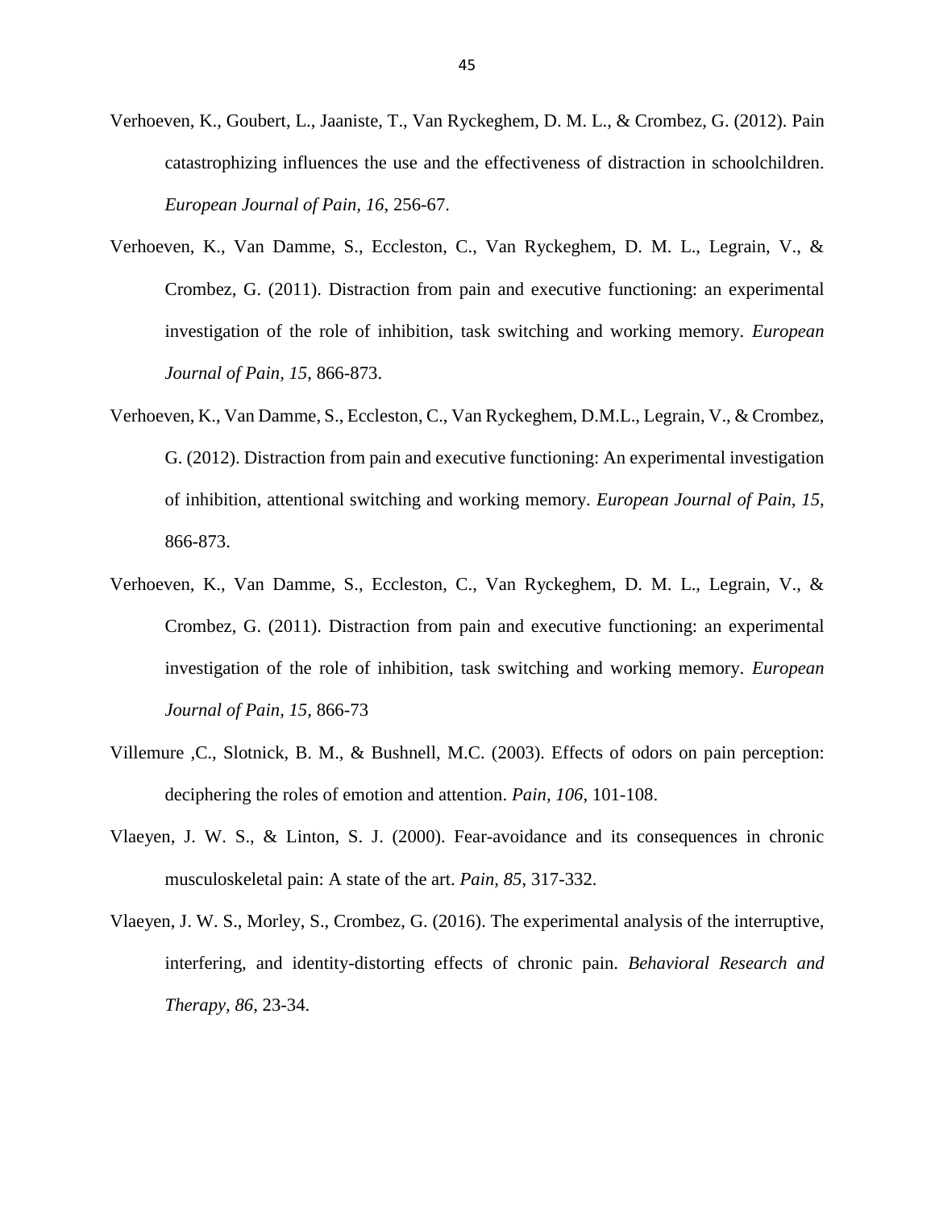Verhoeven, K., Goubert, L., Jaaniste, T., Van Ryckeghem, D. M. L., & Crombez, G. (2012). Pain catastrophizing influences the use and the effectiveness of distraction in schoolchildren. *European Journal of Pain, 16*, 256-67.

Verhoeven, K., Van Damme, S., Eccleston, C., Van Ryckeghem, D. M. L., Legrain, V., & Crombez, G. (2011). Distraction from pain and executive functioning: an experimental investigation of the role of inhibition, task switching and working memory. *European Journal of Pain, 15*, 866-873.

Verhoeven, K., Van Damme, S., Eccleston, C., Van Ryckeghem, D.M.L., Legrain, V., & Crombez, G. (2012). Distraction from pain and executive functioning: An experimental investigation of inhibition, attentional switching and working memory. *European Journal of Pain*, *15*, 866-873.

Verhoeven, K., Van Damme, S., Eccleston, C., Van Ryckeghem, D. M. L., Legrain, V., & Crombez, G. (2011). Distraction from pain and executive functioning: an experimental investigation of the role of inhibition, task switching and working memory. *European Journal of Pain, 15*, 866-73

Villemure ,C., Slotnick, B. M., & Bushnell, M.C. (2003). Effects of odors on pain perception: deciphering the roles of emotion and attention. *Pain, 106*, 101-108.

Vlaeyen, J. W. S., & Linton, S. J. (2000). Fear-avoidance and its consequences in chronic musculoskeletal pain: A state of the art. *Pain, 85*, 317-332.

Vlaeyen, J. W. S., Morley, S., Crombez, G. (2016). The experimental analysis of the interruptive, interfering, and identity-distorting effects of chronic pain. *Behavioral Research and Therapy, 86*, 23-34.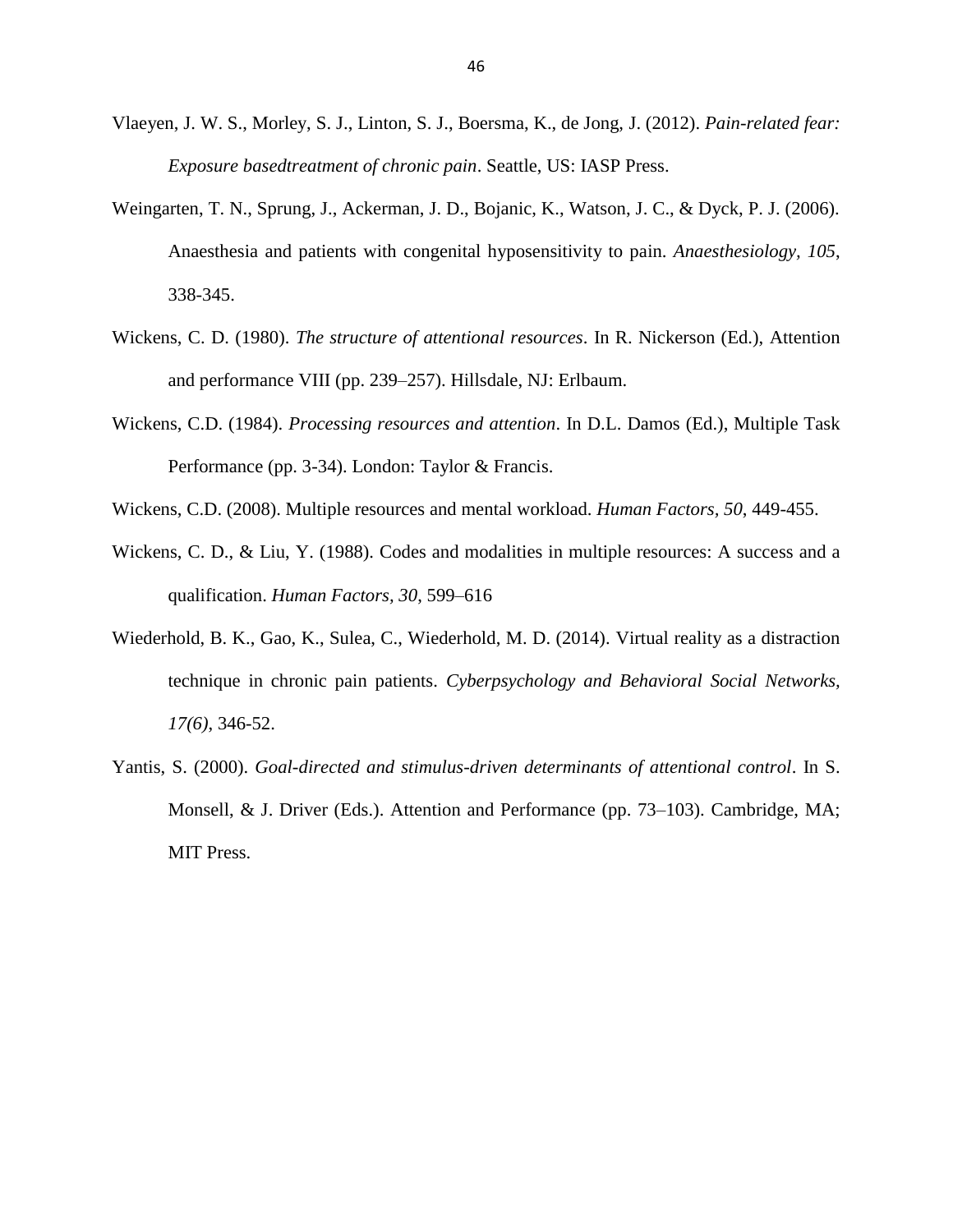Vlaeyen, J. W. S., Morley, S. J., Linton, S. J., Boersma, K., de Jong, J. (2012). *Pain-related fear: Exposure basedtreatment of chronic pain*. Seattle, US: IASP Press.

Weingarten, T. N., Sprung, J., Ackerman, J. D., Bojanic, K., Watson, J. C., & Dyck, P. J. (2006). Anaesthesia and patients with congenital hyposensitivity to pain. *Anaesthesiology, 105*, 338-345.

Wickens, C. D. (1980). *The structure of attentional resources*. In R. Nickerson (Ed.), Attention and performance VIII (pp. 239–257). Hillsdale, NJ: Erlbaum.

Wickens, C.D. (1984). *Processing resources and attention*. In D.L. Damos (Ed.), Multiple Task Performance (pp. 3-34). London: Taylor & Francis.

Wickens, C.D. (2008). Multiple resources and mental workload. *Human Factors*, *50*, 449-455.

Wickens, C. D., & Liu, Y. (1988). Codes and modalities in multiple resources: A success and a qualification. *Human Factors, 30*, 599–616

Wiederhold, B. K., Gao, K., Sulea, C., Wiederhold, M. D. (2014). Virtual reality as a distraction technique in chronic pain patients. *Cyberpsychology and Behavioral Social Networks, 17(6)*, 346-52.

Yantis, S. (2000). *Goal-directed and stimulus-driven determinants of attentional control*. In S. Monsell, & J. Driver (Eds.). Attention and Performance (pp. 73–103). Cambridge, MA; MIT Press.